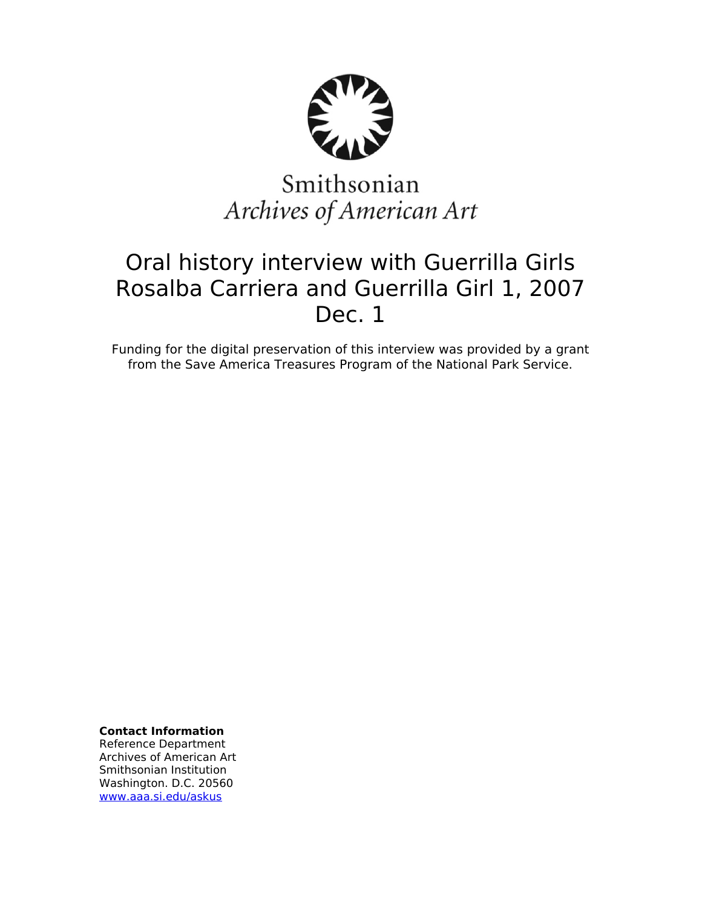Smithsonian
*Archives of American Art*

# Oral history interview with Guerrilla Girls Rosalba Carriera and Guerrilla Girl 1, 2007 Dec. 1

Funding for the digital preservation of this interview was provided by a grant from the Save America Treasures Program of the National Park Service.

**Contact Information**
Reference Department
Archives of American Art
Smithsonian Institution
Washington. D.C. 20560
www.aaa.si.edu/askus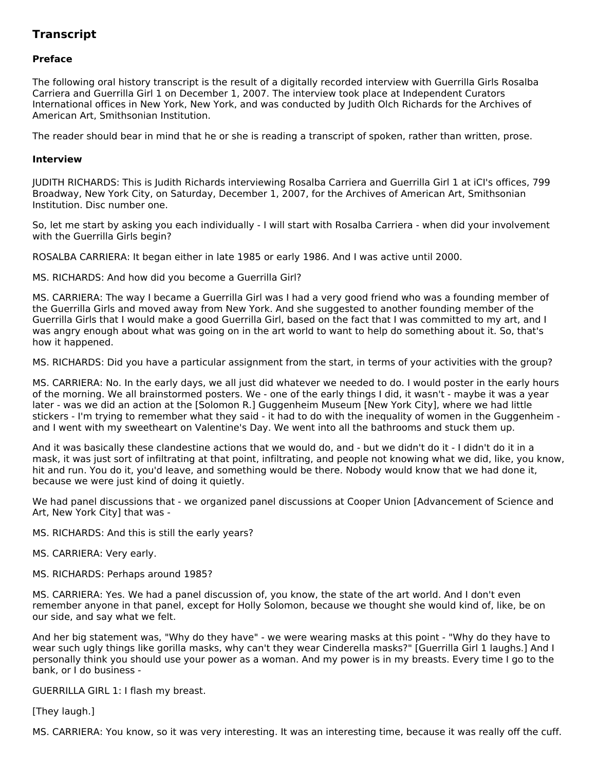## Transcript

### Preface

The following oral history transcript is the result of a digitally recorded interview with Guerrilla Girls Rosalba Carriera and Guerrilla Girl 1 on December 1, 2007. The interview took place at Independent Curators International offices in New York, New York, and was conducted by Judith Olch Richards for the Archives of American Art, Smithsonian Institution.

The reader should bear in mind that he or she is reading a transcript of spoken, rather than written, prose.

### Interview

JUDITH RICHARDS: This is Judith Richards interviewing Rosalba Carriera and Guerrilla Girl 1 at iCI's offices, 799 Broadway, New York City, on Saturday, December 1, 2007, for the Archives of American Art, Smithsonian Institution. Disc number one.

So, let me start by asking you each individually - I will start with Rosalba Carriera - when did your involvement with the Guerrilla Girls begin?

ROSALBA CARRIERA: It began either in late 1985 or early 1986. And I was active until 2000.

MS. RICHARDS: And how did you become a Guerrilla Girl?

MS. CARRIERA: The way I became a Guerrilla Girl was I had a very good friend who was a founding member of the Guerrilla Girls and moved away from New York. And she suggested to another founding member of the Guerrilla Girls that I would make a good Guerrilla Girl, based on the fact that I was committed to my art, and I was angry enough about what was going on in the art world to want to help do something about it. So, that's how it happened.

MS. RICHARDS: Did you have a particular assignment from the start, in terms of your activities with the group?

MS. CARRIERA: No. In the early days, we all just did whatever we needed to do. I would poster in the early hours of the morning. We all brainstormed posters. We - one of the early things I did, it wasn't - maybe it was a year later - was we did an action at the [Solomon R.] Guggenheim Museum [New York City], where we had little stickers - I'm trying to remember what they said - it had to do with the inequality of women in the Guggenheim - and I went with my sweetheart on Valentine's Day. We went into all the bathrooms and stuck them up.

And it was basically these clandestine actions that we would do, and - but we didn't do it - I didn't do it in a mask, it was just sort of infiltrating at that point, infiltrating, and people not knowing what we did, like, you know, hit and run. You do it, you'd leave, and something would be there. Nobody would know that we had done it, because we were just kind of doing it quietly.

We had panel discussions that - we organized panel discussions at Cooper Union [Advancement of Science and Art, New York City] that was -

MS. RICHARDS: And this is still the early years?

MS. CARRIERA: Very early.

MS. RICHARDS: Perhaps around 1985?

MS. CARRIERA: Yes. We had a panel discussion of, you know, the state of the art world. And I don't even remember anyone in that panel, except for Holly Solomon, because we thought she would kind of, like, be on our side, and say what we felt.

And her big statement was, "Why do they have" - we were wearing masks at this point - "Why do they have to wear such ugly things like gorilla masks, why can't they wear Cinderella masks?" [Guerrilla Girl 1 laughs.] And I personally think you should use your power as a woman. And my power is in my breasts. Every time I go to the bank, or I do business -

GUERRILLA GIRL 1: I flash my breast.

[They laugh.]

MS. CARRIERA: You know, so it was very interesting. It was an interesting time, because it was really off the cuff.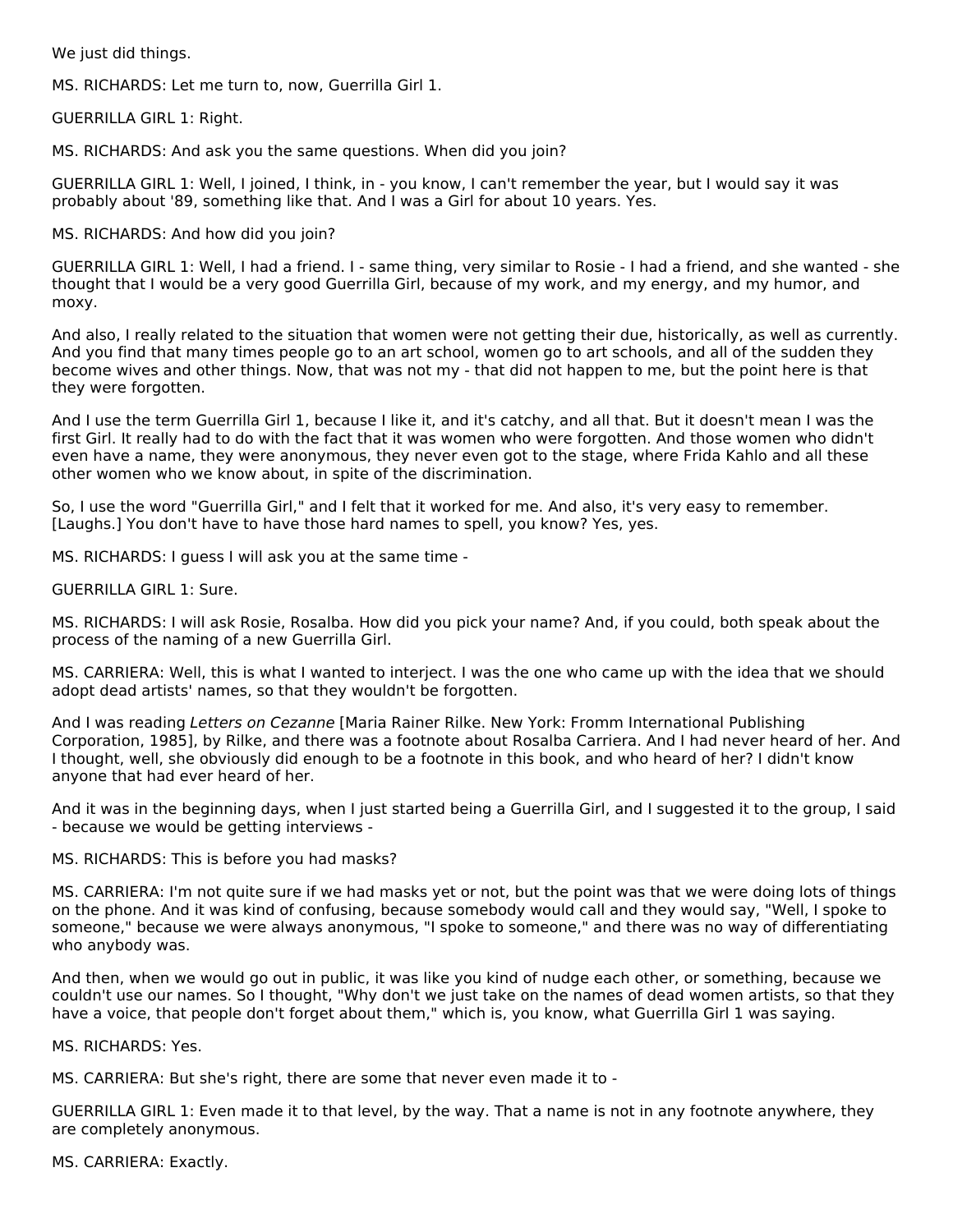We just did things.

MS. RICHARDS: Let me turn to, now, Guerrilla Girl 1.

GUERRILLA GIRL 1: Right.

MS. RICHARDS: And ask you the same questions. When did you join?

GUERRILLA GIRL 1: Well, I joined, I think, in - you know, I can't remember the year, but I would say it was probably about '89, something like that. And I was a Girl for about 10 years. Yes.

MS. RICHARDS: And how did you join?

GUERRILLA GIRL 1: Well, I had a friend. I - same thing, very similar to Rosie - I had a friend, and she wanted - she thought that I would be a very good Guerrilla Girl, because of my work, and my energy, and my humor, and moxy.

And also, I really related to the situation that women were not getting their due, historically, as well as currently. And you find that many times people go to an art school, women go to art schools, and all of the sudden they become wives and other things. Now, that was not my - that did not happen to me, but the point here is that they were forgotten.

And I use the term Guerrilla Girl 1, because I like it, and it's catchy, and all that. But it doesn't mean I was the first Girl. It really had to do with the fact that it was women who were forgotten. And those women who didn't even have a name, they were anonymous, they never even got to the stage, where Frida Kahlo and all these other women who we know about, in spite of the discrimination.

So, I use the word "Guerrilla Girl," and I felt that it worked for me. And also, it's very easy to remember. [Laughs.] You don't have to have those hard names to spell, you know? Yes, yes.

MS. RICHARDS: I guess I will ask you at the same time -

GUERRILLA GIRL 1: Sure.

MS. RICHARDS: I will ask Rosie, Rosalba. How did you pick your name? And, if you could, both speak about the process of the naming of a new Guerrilla Girl.

MS. CARRIERA: Well, this is what I wanted to interject. I was the one who came up with the idea that we should adopt dead artists' names, so that they wouldn't be forgotten.

And I was reading *Letters on Cezanne* [Maria Rainer Rilke. New York: Fromm International Publishing Corporation, 1985], by Rilke, and there was a footnote about Rosalba Carriera. And I had never heard of her. And I thought, well, she obviously did enough to be a footnote in this book, and who heard of her? I didn't know anyone that had ever heard of her.

And it was in the beginning days, when I just started being a Guerrilla Girl, and I suggested it to the group, I said - because we would be getting interviews -

MS. RICHARDS: This is before you had masks?

MS. CARRIERA: I'm not quite sure if we had masks yet or not, but the point was that we were doing lots of things on the phone. And it was kind of confusing, because somebody would call and they would say, "Well, I spoke to someone," because we were always anonymous, "I spoke to someone," and there was no way of differentiating who anybody was.

And then, when we would go out in public, it was like you kind of nudge each other, or something, because we couldn't use our names. So I thought, "Why don't we just take on the names of dead women artists, so that they have a voice, that people don't forget about them," which is, you know, what Guerrilla Girl 1 was saying.

MS. RICHARDS: Yes.

MS. CARRIERA: But she's right, there are some that never even made it to -

GUERRILLA GIRL 1: Even made it to that level, by the way. That a name is not in any footnote anywhere, they are completely anonymous.

MS. CARRIERA: Exactly.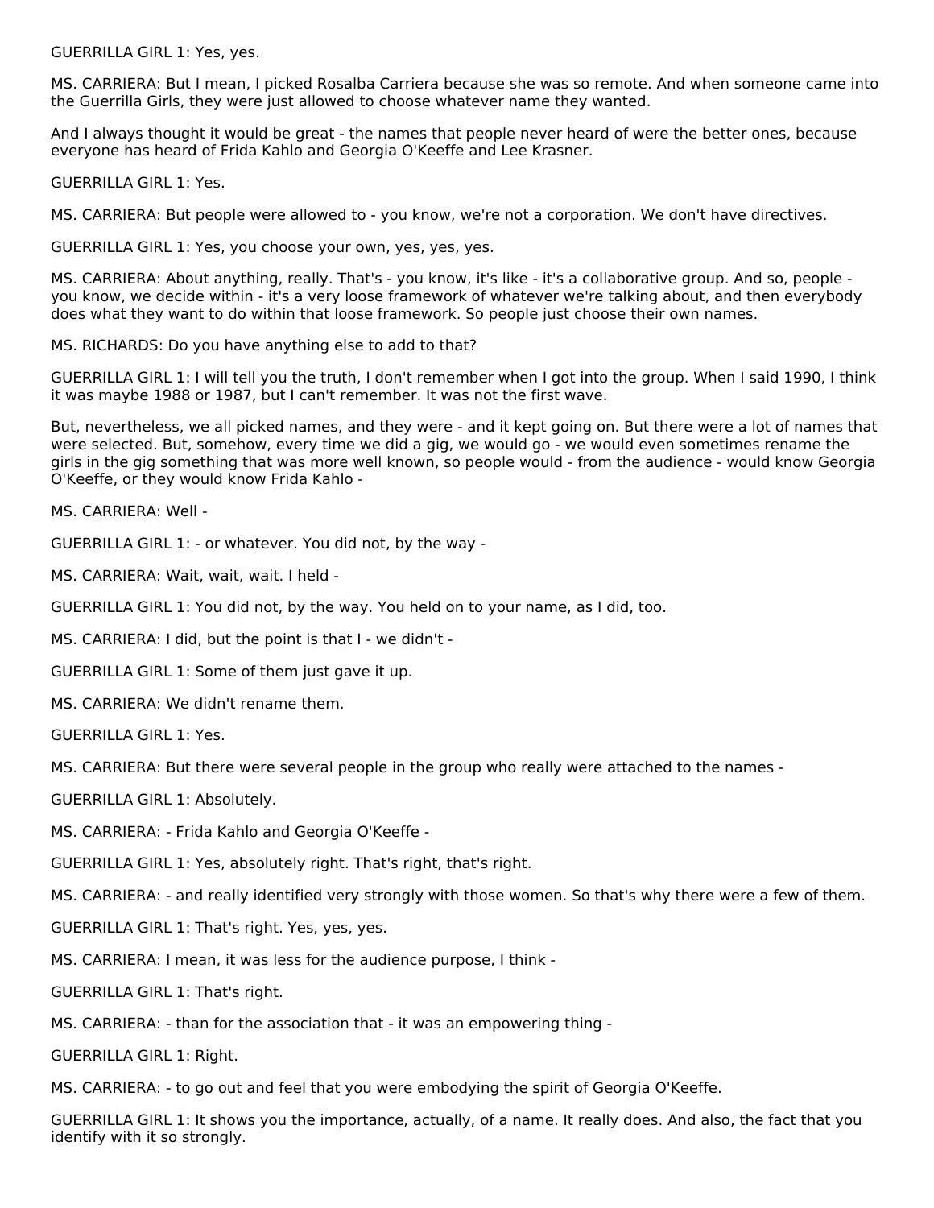GUERRILLA GIRL 1: Yes, yes.

MS. CARRIERA: But I mean, I picked Rosalba Carriera because she was so remote. And when someone came into the Guerrilla Girls, they were just allowed to choose whatever name they wanted.

And I always thought it would be great - the names that people never heard of were the better ones, because everyone has heard of Frida Kahlo and Georgia O'Keeffe and Lee Krasner.

GUERRILLA GIRL 1: Yes.

MS. CARRIERA: But people were allowed to - you know, we're not a corporation. We don't have directives.

GUERRILLA GIRL 1: Yes, you choose your own, yes, yes, yes.

MS. CARRIERA: About anything, really. That's - you know, it's like - it's a collaborative group. And so, people - you know, we decide within - it's a very loose framework of whatever we're talking about, and then everybody does what they want to do within that loose framework. So people just choose their own names.

MS. RICHARDS: Do you have anything else to add to that?

GUERRILLA GIRL 1: I will tell you the truth, I don't remember when I got into the group. When I said 1990, I think it was maybe 1988 or 1987, but I can't remember. It was not the first wave.

But, nevertheless, we all picked names, and they were - and it kept going on. But there were a lot of names that were selected. But, somehow, every time we did a gig, we would go - we would even sometimes rename the girls in the gig something that was more well known, so people would - from the audience - would know Georgia O'Keeffe, or they would know Frida Kahlo -

MS. CARRIERA: Well -

GUERRILLA GIRL 1: - or whatever. You did not, by the way -

MS. CARRIERA: Wait, wait, wait. I held -

GUERRILLA GIRL 1: You did not, by the way. You held on to your name, as I did, too.

MS. CARRIERA: I did, but the point is that I - we didn't -

GUERRILLA GIRL 1: Some of them just gave it up.

MS. CARRIERA: We didn't rename them.

GUERRILLA GIRL 1: Yes.

MS. CARRIERA: But there were several people in the group who really were attached to the names -

GUERRILLA GIRL 1: Absolutely.

MS. CARRIERA: - Frida Kahlo and Georgia O'Keeffe -

GUERRILLA GIRL 1: Yes, absolutely right. That's right, that's right.

MS. CARRIERA: - and really identified very strongly with those women. So that's why there were a few of them.

GUERRILLA GIRL 1: That's right. Yes, yes, yes.

MS. CARRIERA: I mean, it was less for the audience purpose, I think -

GUERRILLA GIRL 1: That's right.

MS. CARRIERA: - than for the association that - it was an empowering thing -

GUERRILLA GIRL 1: Right.

MS. CARRIERA: - to go out and feel that you were embodying the spirit of Georgia O'Keeffe.

GUERRILLA GIRL 1: It shows you the importance, actually, of a name. It really does. And also, the fact that you identify with it so strongly.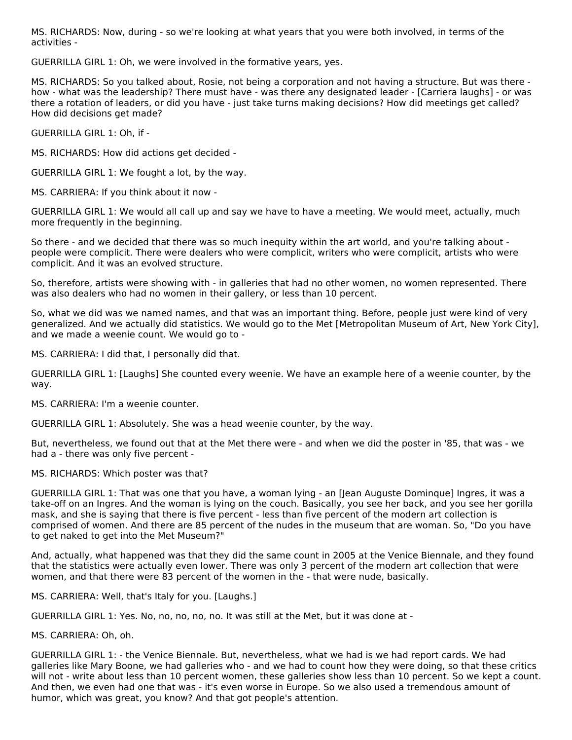MS. RICHARDS: Now, during - so we're looking at what years that you were both involved, in terms of the activities -

GUERRILLA GIRL 1: Oh, we were involved in the formative years, yes.

MS. RICHARDS: So you talked about, Rosie, not being a corporation and not having a structure. But was there - how - what was the leadership? There must have - was there any designated leader - [Carriera laughs] - or was there a rotation of leaders, or did you have - just take turns making decisions? How did meetings get called? How did decisions get made?

GUERRILLA GIRL 1: Oh, if -

MS. RICHARDS: How did actions get decided -

GUERRILLA GIRL 1: We fought a lot, by the way.

MS. CARRIERA: If you think about it now -

GUERRILLA GIRL 1: We would all call up and say we have to have a meeting. We would meet, actually, much more frequently in the beginning.

So there - and we decided that there was so much inequity within the art world, and you're talking about - people were complicit. There were dealers who were complicit, writers who were complicit, artists who were complicit. And it was an evolved structure.

So, therefore, artists were showing with - in galleries that had no other women, no women represented. There was also dealers who had no women in their gallery, or less than 10 percent.

So, what we did was we named names, and that was an important thing. Before, people just were kind of very generalized. And we actually did statistics. We would go to the Met [Metropolitan Museum of Art, New York City], and we made a weenie count. We would go to -

MS. CARRIERA: I did that, I personally did that.

GUERRILLA GIRL 1: [Laughs] She counted every weenie. We have an example here of a weenie counter, by the way.

MS. CARRIERA: I'm a weenie counter.

GUERRILLA GIRL 1: Absolutely. She was a head weenie counter, by the way.

But, nevertheless, we found out that at the Met there were - and when we did the poster in '85, that was - we had a - there was only five percent -

MS. RICHARDS: Which poster was that?

GUERRILLA GIRL 1: That was one that you have, a woman lying - an [Jean Auguste Dominque] Ingres, it was a take-off on an Ingres. And the woman is lying on the couch. Basically, you see her back, and you see her gorilla mask, and she is saying that there is five percent - less than five percent of the modern art collection is comprised of women. And there are 85 percent of the nudes in the museum that are woman. So, "Do you have to get naked to get into the Met Museum?"

And, actually, what happened was that they did the same count in 2005 at the Venice Biennale, and they found that the statistics were actually even lower. There was only 3 percent of the modern art collection that were women, and that there were 83 percent of the women in the - that were nude, basically.

MS. CARRIERA: Well, that's Italy for you. [Laughs.]

GUERRILLA GIRL 1: Yes. No, no, no, no, no. It was still at the Met, but it was done at -

MS. CARRIERA: Oh, oh.

GUERRILLA GIRL 1: - the Venice Biennale. But, nevertheless, what we had is we had report cards. We had galleries like Mary Boone, we had galleries who - and we had to count how they were doing, so that these critics will not - write about less than 10 percent women, these galleries show less than 10 percent. So we kept a count. And then, we even had one that was - it's even worse in Europe. So we also used a tremendous amount of humor, which was great, you know? And that got people's attention.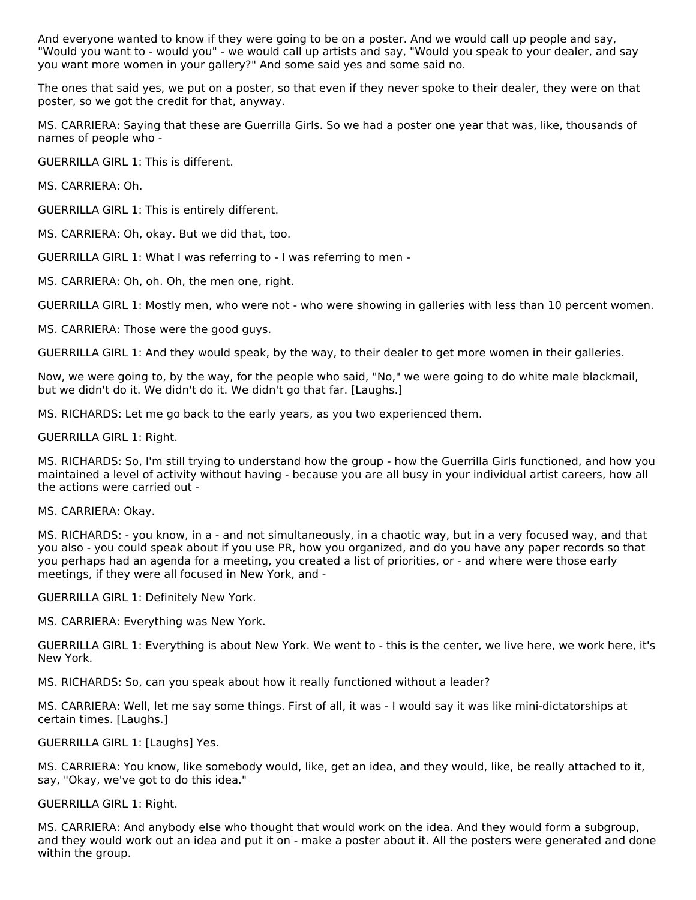And everyone wanted to know if they were going to be on a poster. And we would call up people and say, "Would you want to - would you" - we would call up artists and say, "Would you speak to your dealer, and say you want more women in your gallery?" And some said yes and some said no.

The ones that said yes, we put on a poster, so that even if they never spoke to their dealer, they were on that poster, so we got the credit for that, anyway.

MS. CARRIERA: Saying that these are Guerrilla Girls. So we had a poster one year that was, like, thousands of names of people who -

GUERRILLA GIRL 1: This is different.

MS. CARRIERA: Oh.

GUERRILLA GIRL 1: This is entirely different.

MS. CARRIERA: Oh, okay. But we did that, too.

GUERRILLA GIRL 1: What I was referring to - I was referring to men -

MS. CARRIERA: Oh, oh. Oh, the men one, right.

GUERRILLA GIRL 1: Mostly men, who were not - who were showing in galleries with less than 10 percent women.

MS. CARRIERA: Those were the good guys.

GUERRILLA GIRL 1: And they would speak, by the way, to their dealer to get more women in their galleries.

Now, we were going to, by the way, for the people who said, "No," we were going to do white male blackmail, but we didn't do it. We didn't do it. We didn't go that far. [Laughs.]

MS. RICHARDS: Let me go back to the early years, as you two experienced them.

GUERRILLA GIRL 1: Right.

MS. RICHARDS: So, I'm still trying to understand how the group - how the Guerrilla Girls functioned, and how you maintained a level of activity without having - because you are all busy in your individual artist careers, how all the actions were carried out -

MS. CARRIERA: Okay.

MS. RICHARDS: - you know, in a - and not simultaneously, in a chaotic way, but in a very focused way, and that you also - you could speak about if you use PR, how you organized, and do you have any paper records so that you perhaps had an agenda for a meeting, you created a list of priorities, or - and where were those early meetings, if they were all focused in New York, and -

GUERRILLA GIRL 1: Definitely New York.

MS. CARRIERA: Everything was New York.

GUERRILLA GIRL 1: Everything is about New York. We went to - this is the center, we live here, we work here, it's New York.

MS. RICHARDS: So, can you speak about how it really functioned without a leader?

MS. CARRIERA: Well, let me say some things. First of all, it was - I would say it was like mini-dictatorships at certain times. [Laughs.]

GUERRILLA GIRL 1: [Laughs] Yes.

MS. CARRIERA: You know, like somebody would, like, get an idea, and they would, like, be really attached to it, say, "Okay, we've got to do this idea."

GUERRILLA GIRL 1: Right.

MS. CARRIERA: And anybody else who thought that would work on the idea. And they would form a subgroup, and they would work out an idea and put it on - make a poster about it. All the posters were generated and done within the group.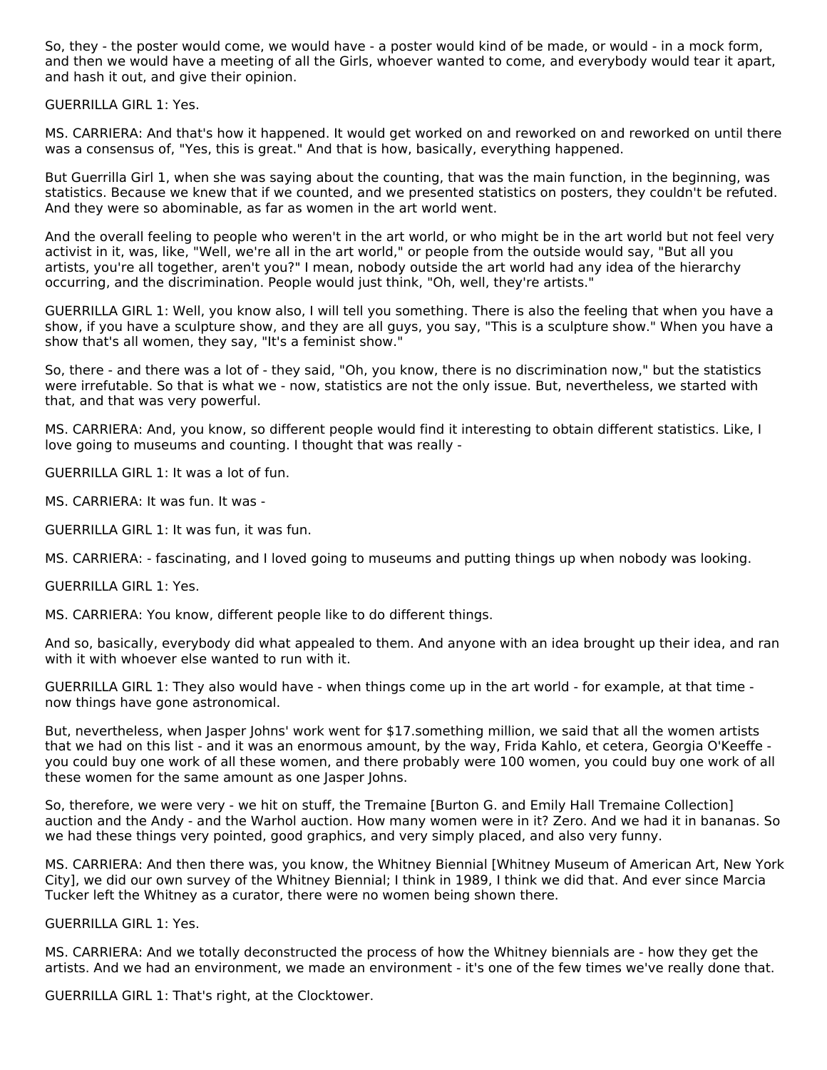So, they - the poster would come, we would have - a poster would kind of be made, or would - in a mock form, and then we would have a meeting of all the Girls, whoever wanted to come, and everybody would tear it apart, and hash it out, and give their opinion.

GUERRILLA GIRL 1: Yes.

MS. CARRIERA: And that's how it happened. It would get worked on and reworked on and reworked on until there was a consensus of, "Yes, this is great." And that is how, basically, everything happened.

But Guerrilla Girl 1, when she was saying about the counting, that was the main function, in the beginning, was statistics. Because we knew that if we counted, and we presented statistics on posters, they couldn't be refuted. And they were so abominable, as far as women in the art world went.

And the overall feeling to people who weren't in the art world, or who might be in the art world but not feel very activist in it, was, like, "Well, we're all in the art world," or people from the outside would say, "But all you artists, you're all together, aren't you?" I mean, nobody outside the art world had any idea of the hierarchy occurring, and the discrimination. People would just think, "Oh, well, they're artists."

GUERRILLA GIRL 1: Well, you know also, I will tell you something. There is also the feeling that when you have a show, if you have a sculpture show, and they are all guys, you say, "This is a sculpture show." When you have a show that's all women, they say, "It's a feminist show."

So, there - and there was a lot of - they said, "Oh, you know, there is no discrimination now," but the statistics were irrefutable. So that is what we - now, statistics are not the only issue. But, nevertheless, we started with that, and that was very powerful.

MS. CARRIERA: And, you know, so different people would find it interesting to obtain different statistics. Like, I love going to museums and counting. I thought that was really -

GUERRILLA GIRL 1: It was a lot of fun.

MS. CARRIERA: It was fun. It was -

GUERRILLA GIRL 1: It was fun, it was fun.

MS. CARRIERA: - fascinating, and I loved going to museums and putting things up when nobody was looking.

GUERRILLA GIRL 1: Yes.

MS. CARRIERA: You know, different people like to do different things.

And so, basically, everybody did what appealed to them. And anyone with an idea brought up their idea, and ran with it with whoever else wanted to run with it.

GUERRILLA GIRL 1: They also would have - when things come up in the art world - for example, at that time - now things have gone astronomical.

But, nevertheless, when Jasper Johns' work went for $17.something million, we said that all the women artists that we had on this list - and it was an enormous amount, by the way, Frida Kahlo, et cetera, Georgia O'Keeffe - you could buy one work of all these women, and there probably were 100 women, you could buy one work of all these women for the same amount as one Jasper Johns.

So, therefore, we were very - we hit on stuff, the Tremaine [Burton G. and Emily Hall Tremaine Collection] auction and the Andy - and the Warhol auction. How many women were in it? Zero. And we had it in bananas. So we had these things very pointed, good graphics, and very simply placed, and also very funny.

MS. CARRIERA: And then there was, you know, the Whitney Biennial [Whitney Museum of American Art, New York City], we did our own survey of the Whitney Biennial; I think in 1989, I think we did that. And ever since Marcia Tucker left the Whitney as a curator, there were no women being shown there.

GUERRILLA GIRL 1: Yes.

MS. CARRIERA: And we totally deconstructed the process of how the Whitney biennials are - how they get the artists. And we had an environment, we made an environment - it's one of the few times we've really done that.

GUERRILLA GIRL 1: That's right, at the Clocktower.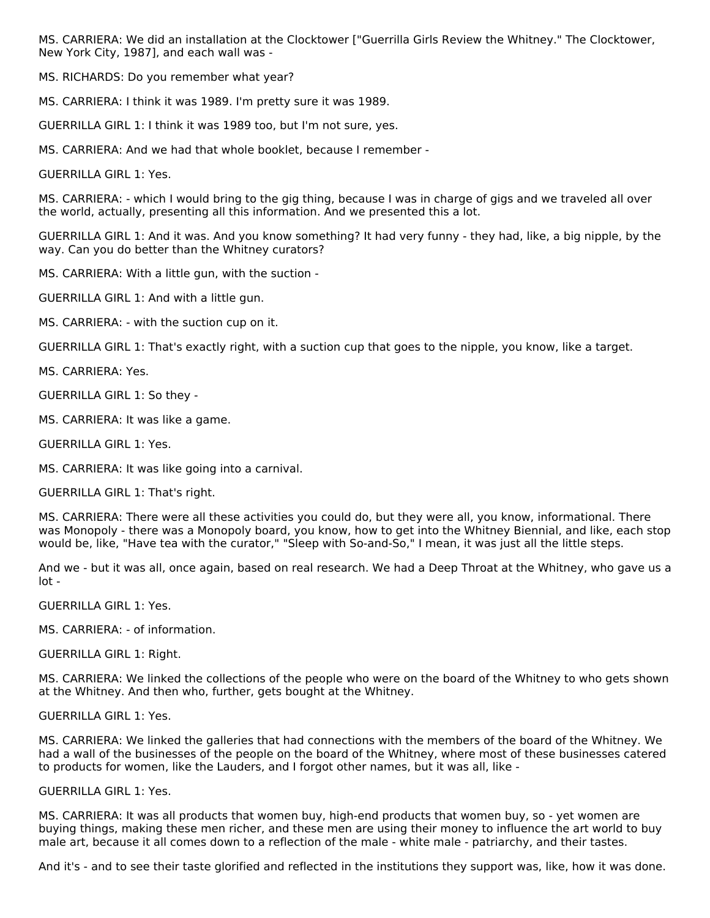MS. CARRIERA: We did an installation at the Clocktower ["Guerrilla Girls Review the Whitney." The Clocktower, New York City, 1987], and each wall was -

MS. RICHARDS: Do you remember what year?

MS. CARRIERA: I think it was 1989. I'm pretty sure it was 1989.

GUERRILLA GIRL 1: I think it was 1989 too, but I'm not sure, yes.

MS. CARRIERA: And we had that whole booklet, because I remember -

GUERRILLA GIRL 1: Yes.

MS. CARRIERA: - which I would bring to the gig thing, because I was in charge of gigs and we traveled all over the world, actually, presenting all this information. And we presented this a lot.

GUERRILLA GIRL 1: And it was. And you know something? It had very funny - they had, like, a big nipple, by the way. Can you do better than the Whitney curators?

MS. CARRIERA: With a little gun, with the suction -

GUERRILLA GIRL 1: And with a little gun.

MS. CARRIERA: - with the suction cup on it.

GUERRILLA GIRL 1: That's exactly right, with a suction cup that goes to the nipple, you know, like a target.

MS. CARRIERA: Yes.

GUERRILLA GIRL 1: So they -

MS. CARRIERA: It was like a game.

GUERRILLA GIRL 1: Yes.

MS. CARRIERA: It was like going into a carnival.

GUERRILLA GIRL 1: That's right.

MS. CARRIERA: There were all these activities you could do, but they were all, you know, informational. There was Monopoly - there was a Monopoly board, you know, how to get into the Whitney Biennial, and like, each stop would be, like, "Have tea with the curator," "Sleep with So-and-So," I mean, it was just all the little steps.

And we - but it was all, once again, based on real research. We had a Deep Throat at the Whitney, who gave us a lot -

GUERRILLA GIRL 1: Yes.

MS. CARRIERA: - of information.

GUERRILLA GIRL 1: Right.

MS. CARRIERA: We linked the collections of the people who were on the board of the Whitney to who gets shown at the Whitney. And then who, further, gets bought at the Whitney.

GUERRILLA GIRL 1: Yes.

MS. CARRIERA: We linked the galleries that had connections with the members of the board of the Whitney. We had a wall of the businesses of the people on the board of the Whitney, where most of these businesses catered to products for women, like the Lauders, and I forgot other names, but it was all, like -

GUERRILLA GIRL 1: Yes.

MS. CARRIERA: It was all products that women buy, high-end products that women buy, so - yet women are buying things, making these men richer, and these men are using their money to influence the art world to buy male art, because it all comes down to a reflection of the male - white male - patriarchy, and their tastes.

And it's - and to see their taste glorified and reflected in the institutions they support was, like, how it was done.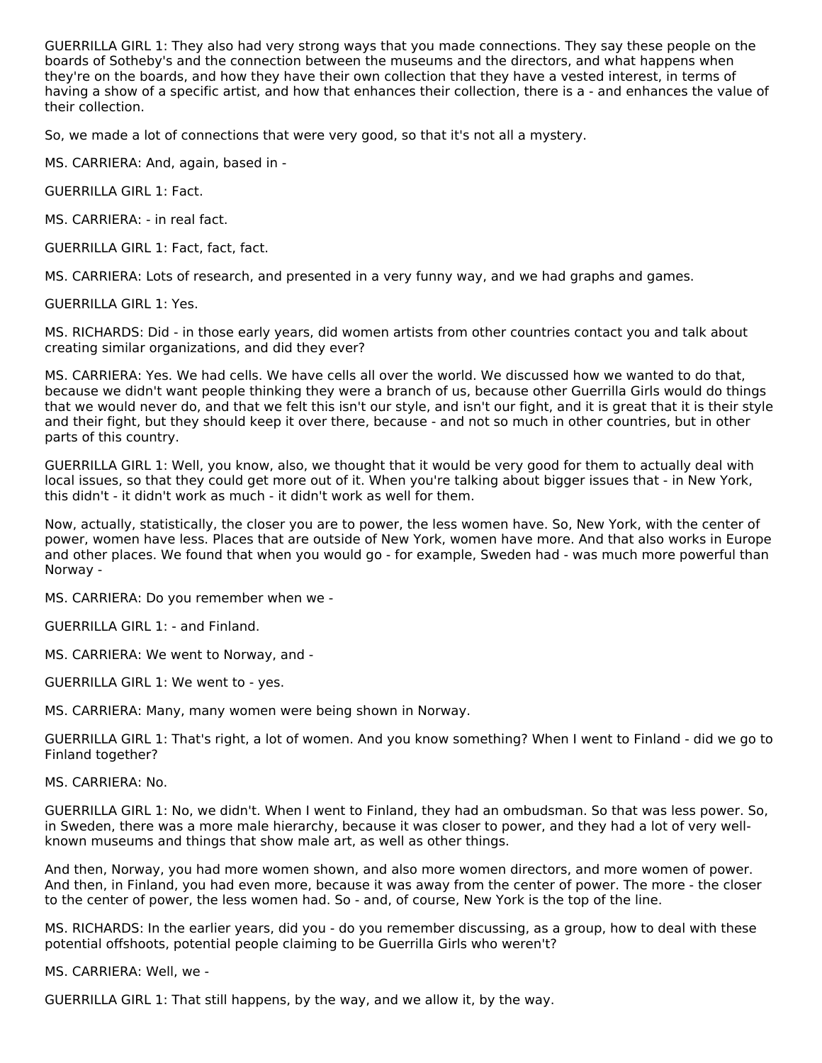GUERRILLA GIRL 1: They also had very strong ways that you made connections. They say these people on the boards of Sotheby's and the connection between the museums and the directors, and what happens when they're on the boards, and how they have their own collection that they have a vested interest, in terms of having a show of a specific artist, and how that enhances their collection, there is a - and enhances the value of their collection.

So, we made a lot of connections that were very good, so that it's not all a mystery.

MS. CARRIERA: And, again, based in -

GUERRILLA GIRL 1: Fact.

MS. CARRIERA: - in real fact.

GUERRILLA GIRL 1: Fact, fact, fact.

MS. CARRIERA: Lots of research, and presented in a very funny way, and we had graphs and games.

GUERRILLA GIRL 1: Yes.

MS. RICHARDS: Did - in those early years, did women artists from other countries contact you and talk about creating similar organizations, and did they ever?

MS. CARRIERA: Yes. We had cells. We have cells all over the world. We discussed how we wanted to do that, because we didn't want people thinking they were a branch of us, because other Guerrilla Girls would do things that we would never do, and that we felt this isn't our style, and isn't our fight, and it is great that it is their style and their fight, but they should keep it over there, because - and not so much in other countries, but in other parts of this country.

GUERRILLA GIRL 1: Well, you know, also, we thought that it would be very good for them to actually deal with local issues, so that they could get more out of it. When you're talking about bigger issues that - in New York, this didn't - it didn't work as much - it didn't work as well for them.

Now, actually, statistically, the closer you are to power, the less women have. So, New York, with the center of power, women have less. Places that are outside of New York, women have more. And that also works in Europe and other places. We found that when you would go - for example, Sweden had - was much more powerful than Norway -

MS. CARRIERA: Do you remember when we -

GUERRILLA GIRL 1: - and Finland.

MS. CARRIERA: We went to Norway, and -

GUERRILLA GIRL 1: We went to - yes.

MS. CARRIERA: Many, many women were being shown in Norway.

GUERRILLA GIRL 1: That's right, a lot of women. And you know something? When I went to Finland - did we go to Finland together?

MS. CARRIERA: No.

GUERRILLA GIRL 1: No, we didn't. When I went to Finland, they had an ombudsman. So that was less power. So, in Sweden, there was a more male hierarchy, because it was closer to power, and they had a lot of very well-known museums and things that show male art, as well as other things.

And then, Norway, you had more women shown, and also more women directors, and more women of power. And then, in Finland, you had even more, because it was away from the center of power. The more - the closer to the center of power, the less women had. So - and, of course, New York is the top of the line.

MS. RICHARDS: In the earlier years, did you - do you remember discussing, as a group, how to deal with these potential offshoots, potential people claiming to be Guerrilla Girls who weren't?

MS. CARRIERA: Well, we -

GUERRILLA GIRL 1: That still happens, by the way, and we allow it, by the way.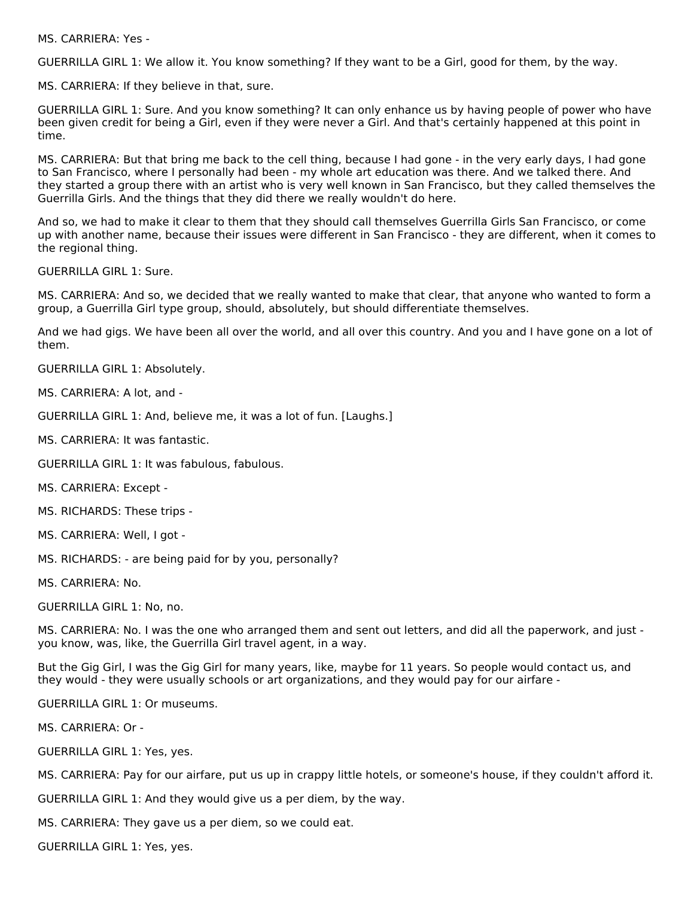MS. CARRIERA: Yes -

GUERRILLA GIRL 1: We allow it. You know something? If they want to be a Girl, good for them, by the way.

MS. CARRIERA: If they believe in that, sure.

GUERRILLA GIRL 1: Sure. And you know something? It can only enhance us by having people of power who have been given credit for being a Girl, even if they were never a Girl. And that's certainly happened at this point in time.

MS. CARRIERA: But that bring me back to the cell thing, because I had gone - in the very early days, I had gone to San Francisco, where I personally had been - my whole art education was there. And we talked there. And they started a group there with an artist who is very well known in San Francisco, but they called themselves the Guerrilla Girls. And the things that they did there we really wouldn't do here.

And so, we had to make it clear to them that they should call themselves Guerrilla Girls San Francisco, or come up with another name, because their issues were different in San Francisco - they are different, when it comes to the regional thing.

GUERRILLA GIRL 1: Sure.

MS. CARRIERA: And so, we decided that we really wanted to make that clear, that anyone who wanted to form a group, a Guerrilla Girl type group, should, absolutely, but should differentiate themselves.

And we had gigs. We have been all over the world, and all over this country. And you and I have gone on a lot of them.

GUERRILLA GIRL 1: Absolutely.

MS. CARRIERA: A lot, and -

GUERRILLA GIRL 1: And, believe me, it was a lot of fun. [Laughs.]

MS. CARRIERA: It was fantastic.

GUERRILLA GIRL 1: It was fabulous, fabulous.

MS. CARRIERA: Except -

MS. RICHARDS: These trips -

MS. CARRIERA: Well, I got -

MS. RICHARDS: - are being paid for by you, personally?

MS. CARRIERA: No.

GUERRILLA GIRL 1: No, no.

MS. CARRIERA: No. I was the one who arranged them and sent out letters, and did all the paperwork, and just - you know, was, like, the Guerrilla Girl travel agent, in a way.

But the Gig Girl, I was the Gig Girl for many years, like, maybe for 11 years. So people would contact us, and they would - they were usually schools or art organizations, and they would pay for our airfare -

GUERRILLA GIRL 1: Or museums.

MS. CARRIERA: Or -

GUERRILLA GIRL 1: Yes, yes.

MS. CARRIERA: Pay for our airfare, put us up in crappy little hotels, or someone's house, if they couldn't afford it.

GUERRILLA GIRL 1: And they would give us a per diem, by the way.

MS. CARRIERA: They gave us a per diem, so we could eat.

GUERRILLA GIRL 1: Yes, yes.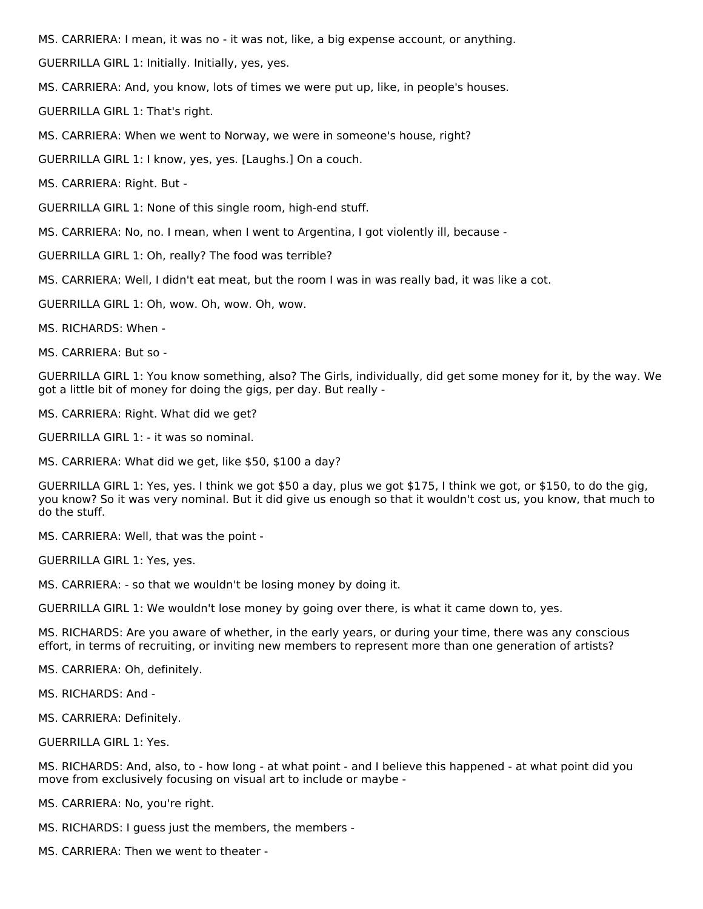MS. CARRIERA: I mean, it was no - it was not, like, a big expense account, or anything.

GUERRILLA GIRL 1: Initially. Initially, yes, yes.

MS. CARRIERA: And, you know, lots of times we were put up, like, in people's houses.

GUERRILLA GIRL 1: That's right.

MS. CARRIERA: When we went to Norway, we were in someone's house, right?

GUERRILLA GIRL 1: I know, yes, yes. [Laughs.] On a couch.

MS. CARRIERA: Right. But -

GUERRILLA GIRL 1: None of this single room, high-end stuff.

MS. CARRIERA: No, no. I mean, when I went to Argentina, I got violently ill, because -

GUERRILLA GIRL 1: Oh, really? The food was terrible?

MS. CARRIERA: Well, I didn't eat meat, but the room I was in was really bad, it was like a cot.

GUERRILLA GIRL 1: Oh, wow. Oh, wow. Oh, wow.

MS. RICHARDS: When -

MS. CARRIERA: But so -

GUERRILLA GIRL 1: You know something, also? The Girls, individually, did get some money for it, by the way. We got a little bit of money for doing the gigs, per day. But really -

MS. CARRIERA: Right. What did we get?

GUERRILLA GIRL 1: - it was so nominal.

MS. CARRIERA: What did we get, like $50, $100 a day?

GUERRILLA GIRL 1: Yes, yes. I think we got $50 a day, plus we got $175, I think we got, or $150, to do the gig, you know? So it was very nominal. But it did give us enough so that it wouldn't cost us, you know, that much to do the stuff.

MS. CARRIERA: Well, that was the point -

GUERRILLA GIRL 1: Yes, yes.

MS. CARRIERA: - so that we wouldn't be losing money by doing it.

GUERRILLA GIRL 1: We wouldn't lose money by going over there, is what it came down to, yes.

MS. RICHARDS: Are you aware of whether, in the early years, or during your time, there was any conscious effort, in terms of recruiting, or inviting new members to represent more than one generation of artists?

MS. CARRIERA: Oh, definitely.

MS. RICHARDS: And -

MS. CARRIERA: Definitely.

GUERRILLA GIRL 1: Yes.

MS. RICHARDS: And, also, to - how long - at what point - and I believe this happened - at what point did you move from exclusively focusing on visual art to include or maybe -

MS. CARRIERA: No, you're right.

MS. RICHARDS: I guess just the members, the members -

MS. CARRIERA: Then we went to theater -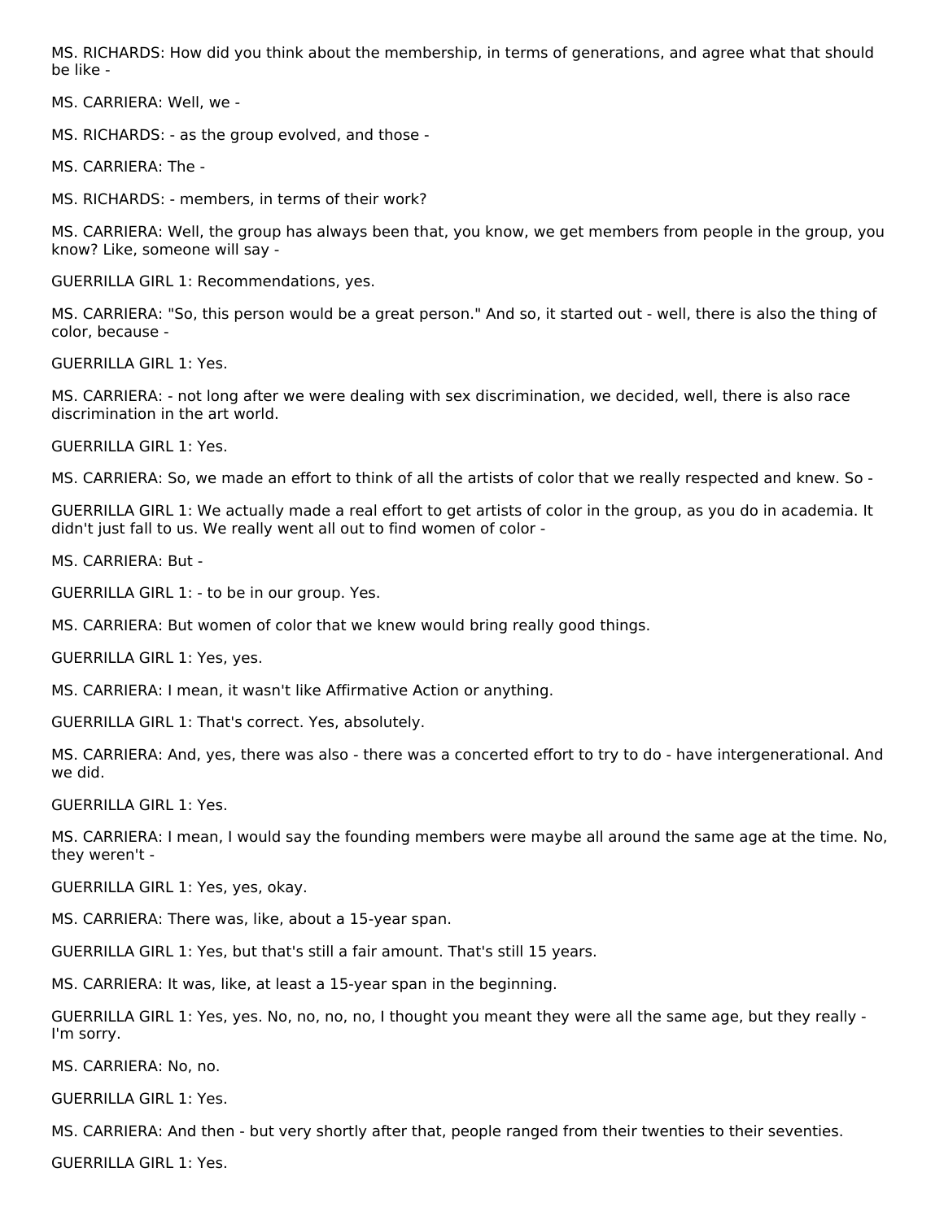MS. RICHARDS: How did you think about the membership, in terms of generations, and agree what that should be like -

MS. CARRIERA: Well, we -

MS. RICHARDS: - as the group evolved, and those -

MS. CARRIERA: The -

MS. RICHARDS: - members, in terms of their work?

MS. CARRIERA: Well, the group has always been that, you know, we get members from people in the group, you know? Like, someone will say -

GUERRILLA GIRL 1: Recommendations, yes.

MS. CARRIERA: "So, this person would be a great person." And so, it started out - well, there is also the thing of color, because -

GUERRILLA GIRL 1: Yes.

MS. CARRIERA: - not long after we were dealing with sex discrimination, we decided, well, there is also race discrimination in the art world.

GUERRILLA GIRL 1: Yes.

MS. CARRIERA: So, we made an effort to think of all the artists of color that we really respected and knew. So -

GUERRILLA GIRL 1: We actually made a real effort to get artists of color in the group, as you do in academia. It didn't just fall to us. We really went all out to find women of color -

MS. CARRIERA: But -

GUERRILLA GIRL 1: - to be in our group. Yes.

MS. CARRIERA: But women of color that we knew would bring really good things.

GUERRILLA GIRL 1: Yes, yes.

MS. CARRIERA: I mean, it wasn't like Affirmative Action or anything.

GUERRILLA GIRL 1: That's correct. Yes, absolutely.

MS. CARRIERA: And, yes, there was also - there was a concerted effort to try to do - have intergenerational. And we did.

GUERRILLA GIRL 1: Yes.

MS. CARRIERA: I mean, I would say the founding members were maybe all around the same age at the time. No, they weren't -

GUERRILLA GIRL 1: Yes, yes, okay.

MS. CARRIERA: There was, like, about a 15-year span.

GUERRILLA GIRL 1: Yes, but that's still a fair amount. That's still 15 years.

MS. CARRIERA: It was, like, at least a 15-year span in the beginning.

GUERRILLA GIRL 1: Yes, yes. No, no, no, no, I thought you meant they were all the same age, but they really - I'm sorry.

MS. CARRIERA: No, no.

GUERRILLA GIRL 1: Yes.

MS. CARRIERA: And then - but very shortly after that, people ranged from their twenties to their seventies.

GUERRILLA GIRL 1: Yes.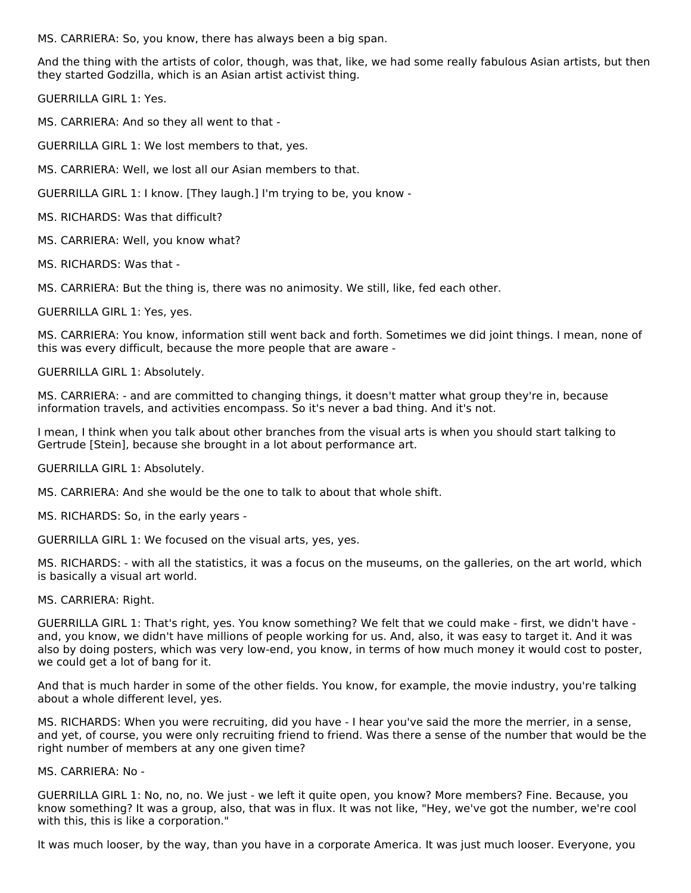MS. CARRIERA: So, you know, there has always been a big span.

And the thing with the artists of color, though, was that, like, we had some really fabulous Asian artists, but then they started Godzilla, which is an Asian artist activist thing.

GUERRILLA GIRL 1: Yes.

MS. CARRIERA: And so they all went to that -

GUERRILLA GIRL 1: We lost members to that, yes.

MS. CARRIERA: Well, we lost all our Asian members to that.

GUERRILLA GIRL 1: I know. [They laugh.] I'm trying to be, you know -

MS. RICHARDS: Was that difficult?

MS. CARRIERA: Well, you know what?

MS. RICHARDS: Was that -

MS. CARRIERA: But the thing is, there was no animosity. We still, like, fed each other.

GUERRILLA GIRL 1: Yes, yes.

MS. CARRIERA: You know, information still went back and forth. Sometimes we did joint things. I mean, none of this was every difficult, because the more people that are aware -

GUERRILLA GIRL 1: Absolutely.

MS. CARRIERA: - and are committed to changing things, it doesn't matter what group they're in, because information travels, and activities encompass. So it's never a bad thing. And it's not.

I mean, I think when you talk about other branches from the visual arts is when you should start talking to Gertrude [Stein], because she brought in a lot about performance art.

GUERRILLA GIRL 1: Absolutely.

MS. CARRIERA: And she would be the one to talk to about that whole shift.

MS. RICHARDS: So, in the early years -

GUERRILLA GIRL 1: We focused on the visual arts, yes, yes.

MS. RICHARDS: - with all the statistics, it was a focus on the museums, on the galleries, on the art world, which is basically a visual art world.

MS. CARRIERA: Right.

GUERRILLA GIRL 1: That's right, yes. You know something? We felt that we could make - first, we didn't have - and, you know, we didn't have millions of people working for us. And, also, it was easy to target it. And it was also by doing posters, which was very low-end, you know, in terms of how much money it would cost to poster, we could get a lot of bang for it.

And that is much harder in some of the other fields. You know, for example, the movie industry, you're talking about a whole different level, yes.

MS. RICHARDS: When you were recruiting, did you have - I hear you've said the more the merrier, in a sense, and yet, of course, you were only recruiting friend to friend. Was there a sense of the number that would be the right number of members at any one given time?

MS. CARRIERA: No -

GUERRILLA GIRL 1: No, no, no. We just - we left it quite open, you know? More members? Fine. Because, you know something? It was a group, also, that was in flux. It was not like, "Hey, we've got the number, we're cool with this, this is like a corporation."

It was much looser, by the way, than you have in a corporate America. It was just much looser. Everyone, you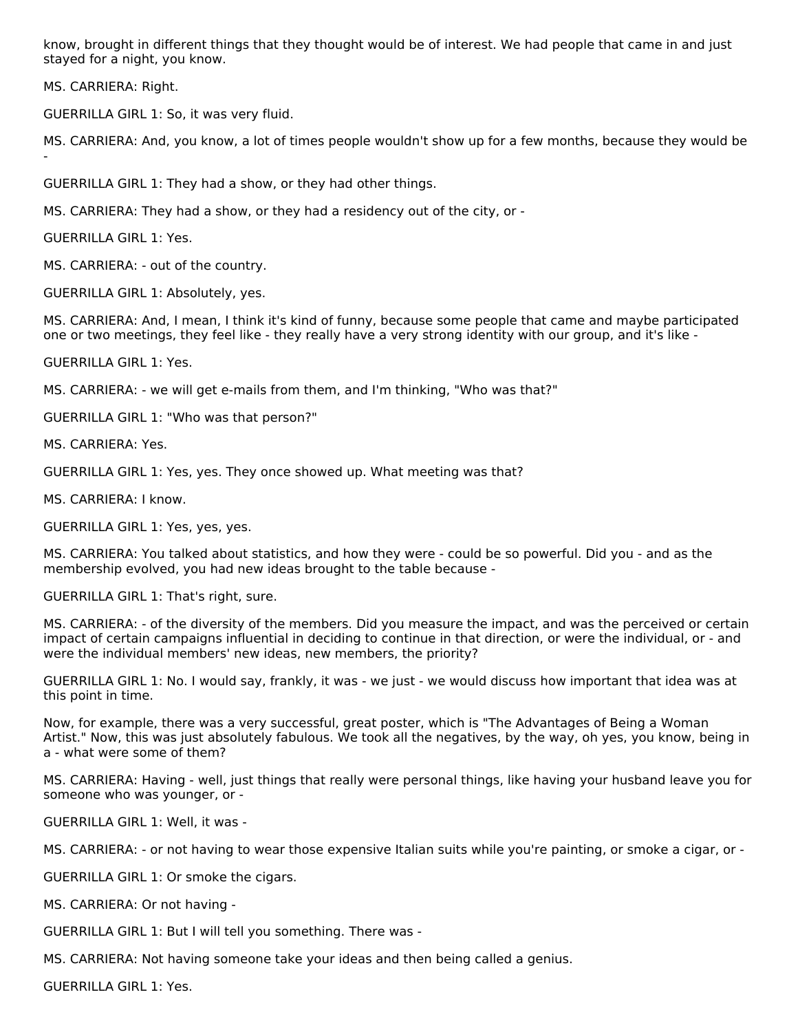know, brought in different things that they thought would be of interest. We had people that came in and just stayed for a night, you know.

MS. CARRIERA: Right.

GUERRILLA GIRL 1: So, it was very fluid.

MS. CARRIERA: And, you know, a lot of times people wouldn't show up for a few months, because they would be -

GUERRILLA GIRL 1: They had a show, or they had other things.

MS. CARRIERA: They had a show, or they had a residency out of the city, or -

GUERRILLA GIRL 1: Yes.

MS. CARRIERA: - out of the country.

GUERRILLA GIRL 1: Absolutely, yes.

MS. CARRIERA: And, I mean, I think it's kind of funny, because some people that came and maybe participated one or two meetings, they feel like - they really have a very strong identity with our group, and it's like -

GUERRILLA GIRL 1: Yes.

MS. CARRIERA: - we will get e-mails from them, and I'm thinking, "Who was that?"

GUERRILLA GIRL 1: "Who was that person?"

MS. CARRIERA: Yes.

GUERRILLA GIRL 1: Yes, yes. They once showed up. What meeting was that?

MS. CARRIERA: I know.

GUERRILLA GIRL 1: Yes, yes, yes.

MS. CARRIERA: You talked about statistics, and how they were - could be so powerful. Did you - and as the membership evolved, you had new ideas brought to the table because -

GUERRILLA GIRL 1: That's right, sure.

MS. CARRIERA: - of the diversity of the members. Did you measure the impact, and was the perceived or certain impact of certain campaigns influential in deciding to continue in that direction, or were the individual, or - and were the individual members' new ideas, new members, the priority?

GUERRILLA GIRL 1: No. I would say, frankly, it was - we just - we would discuss how important that idea was at this point in time.

Now, for example, there was a very successful, great poster, which is "The Advantages of Being a Woman Artist." Now, this was just absolutely fabulous. We took all the negatives, by the way, oh yes, you know, being in a - what were some of them?

MS. CARRIERA: Having - well, just things that really were personal things, like having your husband leave you for someone who was younger, or -

GUERRILLA GIRL 1: Well, it was -

MS. CARRIERA: - or not having to wear those expensive Italian suits while you're painting, or smoke a cigar, or -

GUERRILLA GIRL 1: Or smoke the cigars.

MS. CARRIERA: Or not having -

GUERRILLA GIRL 1: But I will tell you something. There was -

MS. CARRIERA: Not having someone take your ideas and then being called a genius.

GUERRILLA GIRL 1: Yes.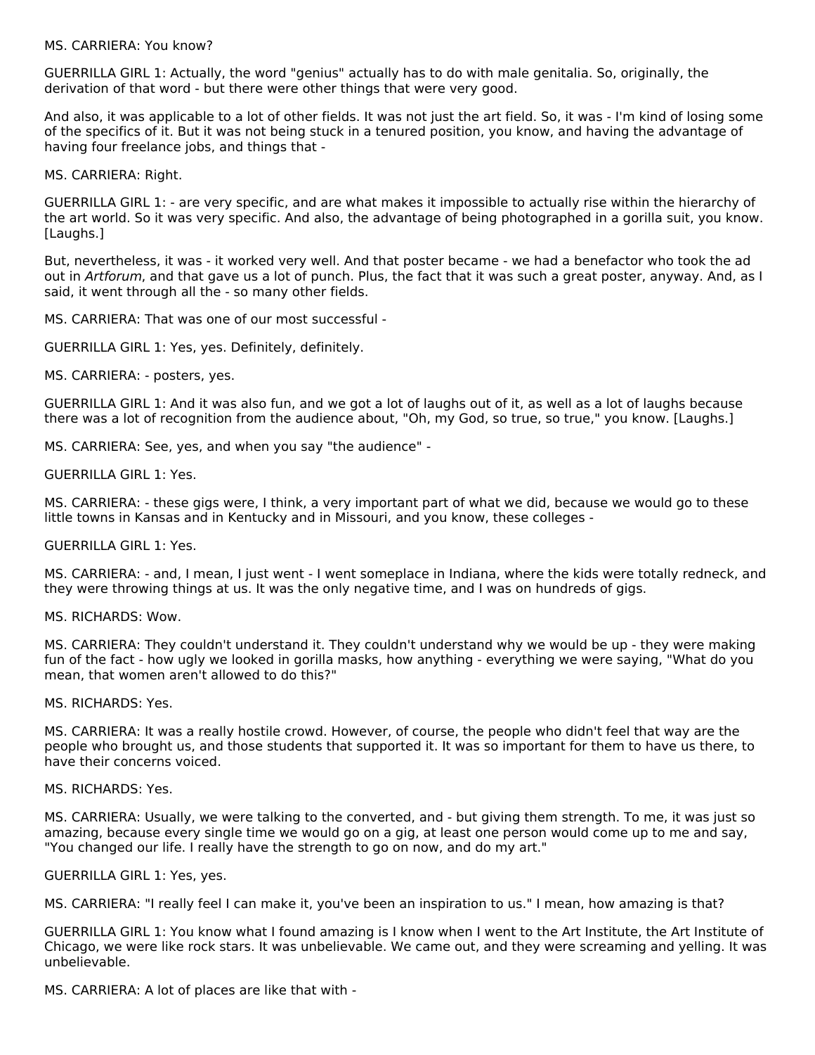MS. CARRIERA: You know?

GUERRILLA GIRL 1: Actually, the word "genius" actually has to do with male genitalia. So, originally, the derivation of that word - but there were other things that were very good.

And also, it was applicable to a lot of other fields. It was not just the art field. So, it was - I'm kind of losing some of the specifics of it. But it was not being stuck in a tenured position, you know, and having the advantage of having four freelance jobs, and things that -

MS. CARRIERA: Right.

GUERRILLA GIRL 1: - are very specific, and are what makes it impossible to actually rise within the hierarchy of the art world. So it was very specific. And also, the advantage of being photographed in a gorilla suit, you know. [Laughs.]

But, nevertheless, it was - it worked very well. And that poster became - we had a benefactor who took the ad out in *Artforum*, and that gave us a lot of punch. Plus, the fact that it was such a great poster, anyway. And, as I said, it went through all the - so many other fields.

MS. CARRIERA: That was one of our most successful -

GUERRILLA GIRL 1: Yes, yes. Definitely, definitely.

MS. CARRIERA: - posters, yes.

GUERRILLA GIRL 1: And it was also fun, and we got a lot of laughs out of it, as well as a lot of laughs because there was a lot of recognition from the audience about, "Oh, my God, so true, so true," you know. [Laughs.]

MS. CARRIERA: See, yes, and when you say "the audience" -

GUERRILLA GIRL 1: Yes.

MS. CARRIERA: - these gigs were, I think, a very important part of what we did, because we would go to these little towns in Kansas and in Kentucky and in Missouri, and you know, these colleges -

GUERRILLA GIRL 1: Yes.

MS. CARRIERA: - and, I mean, I just went - I went someplace in Indiana, where the kids were totally redneck, and they were throwing things at us. It was the only negative time, and I was on hundreds of gigs.

MS. RICHARDS: Wow.

MS. CARRIERA: They couldn't understand it. They couldn't understand why we would be up - they were making fun of the fact - how ugly we looked in gorilla masks, how anything - everything we were saying, "What do you mean, that women aren't allowed to do this?"

MS. RICHARDS: Yes.

MS. CARRIERA: It was a really hostile crowd. However, of course, the people who didn't feel that way are the people who brought us, and those students that supported it. It was so important for them to have us there, to have their concerns voiced.

MS. RICHARDS: Yes.

MS. CARRIERA: Usually, we were talking to the converted, and - but giving them strength. To me, it was just so amazing, because every single time we would go on a gig, at least one person would come up to me and say, "You changed our life. I really have the strength to go on now, and do my art."

GUERRILLA GIRL 1: Yes, yes.

MS. CARRIERA: "I really feel I can make it, you've been an inspiration to us." I mean, how amazing is that?

GUERRILLA GIRL 1: You know what I found amazing is I know when I went to the Art Institute, the Art Institute of Chicago, we were like rock stars. It was unbelievable. We came out, and they were screaming and yelling. It was unbelievable.

MS. CARRIERA: A lot of places are like that with -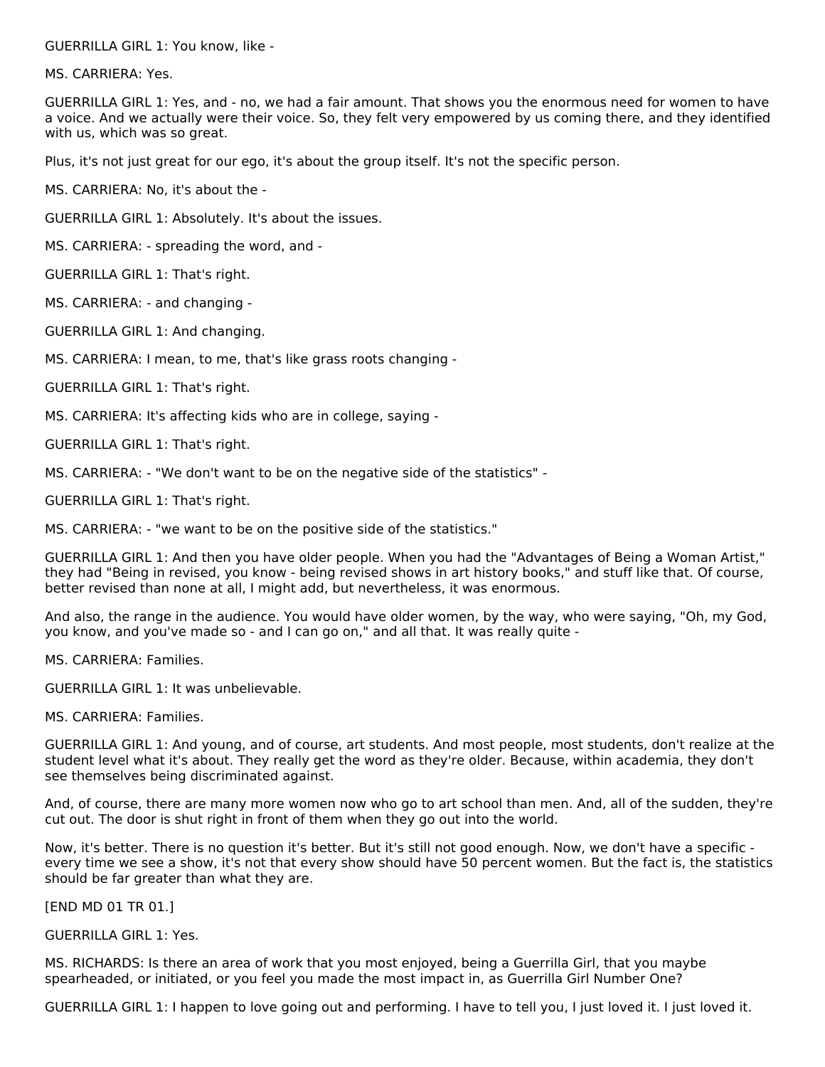GUERRILLA GIRL 1: You know, like -

MS. CARRIERA: Yes.

GUERRILLA GIRL 1: Yes, and - no, we had a fair amount. That shows you the enormous need for women to have a voice. And we actually were their voice. So, they felt very empowered by us coming there, and they identified with us, which was so great.

Plus, it's not just great for our ego, it's about the group itself. It's not the specific person.

MS. CARRIERA: No, it's about the -

GUERRILLA GIRL 1: Absolutely. It's about the issues.

MS. CARRIERA: - spreading the word, and -

GUERRILLA GIRL 1: That's right.

MS. CARRIERA: - and changing -

GUERRILLA GIRL 1: And changing.

MS. CARRIERA: I mean, to me, that's like grass roots changing -

GUERRILLA GIRL 1: That's right.

MS. CARRIERA: It's affecting kids who are in college, saying -

GUERRILLA GIRL 1: That's right.

MS. CARRIERA: - "We don't want to be on the negative side of the statistics" -

GUERRILLA GIRL 1: That's right.

MS. CARRIERA: - "we want to be on the positive side of the statistics."

GUERRILLA GIRL 1: And then you have older people. When you had the "Advantages of Being a Woman Artist," they had "Being in revised, you know - being revised shows in art history books," and stuff like that. Of course, better revised than none at all, I might add, but nevertheless, it was enormous.

And also, the range in the audience. You would have older women, by the way, who were saying, "Oh, my God, you know, and you've made so - and I can go on," and all that. It was really quite -

MS. CARRIERA: Families.

GUERRILLA GIRL 1: It was unbelievable.

MS. CARRIERA: Families.

GUERRILLA GIRL 1: And young, and of course, art students. And most people, most students, don't realize at the student level what it's about. They really get the word as they're older. Because, within academia, they don't see themselves being discriminated against.

And, of course, there are many more women now who go to art school than men. And, all of the sudden, they're cut out. The door is shut right in front of them when they go out into the world.

Now, it's better. There is no question it's better. But it's still not good enough. Now, we don't have a specific - every time we see a show, it's not that every show should have 50 percent women. But the fact is, the statistics should be far greater than what they are.

[END MD 01 TR 01.]

GUERRILLA GIRL 1: Yes.

MS. RICHARDS: Is there an area of work that you most enjoyed, being a Guerrilla Girl, that you maybe spearheaded, or initiated, or you feel you made the most impact in, as Guerrilla Girl Number One?

GUERRILLA GIRL 1: I happen to love going out and performing. I have to tell you, I just loved it. I just loved it.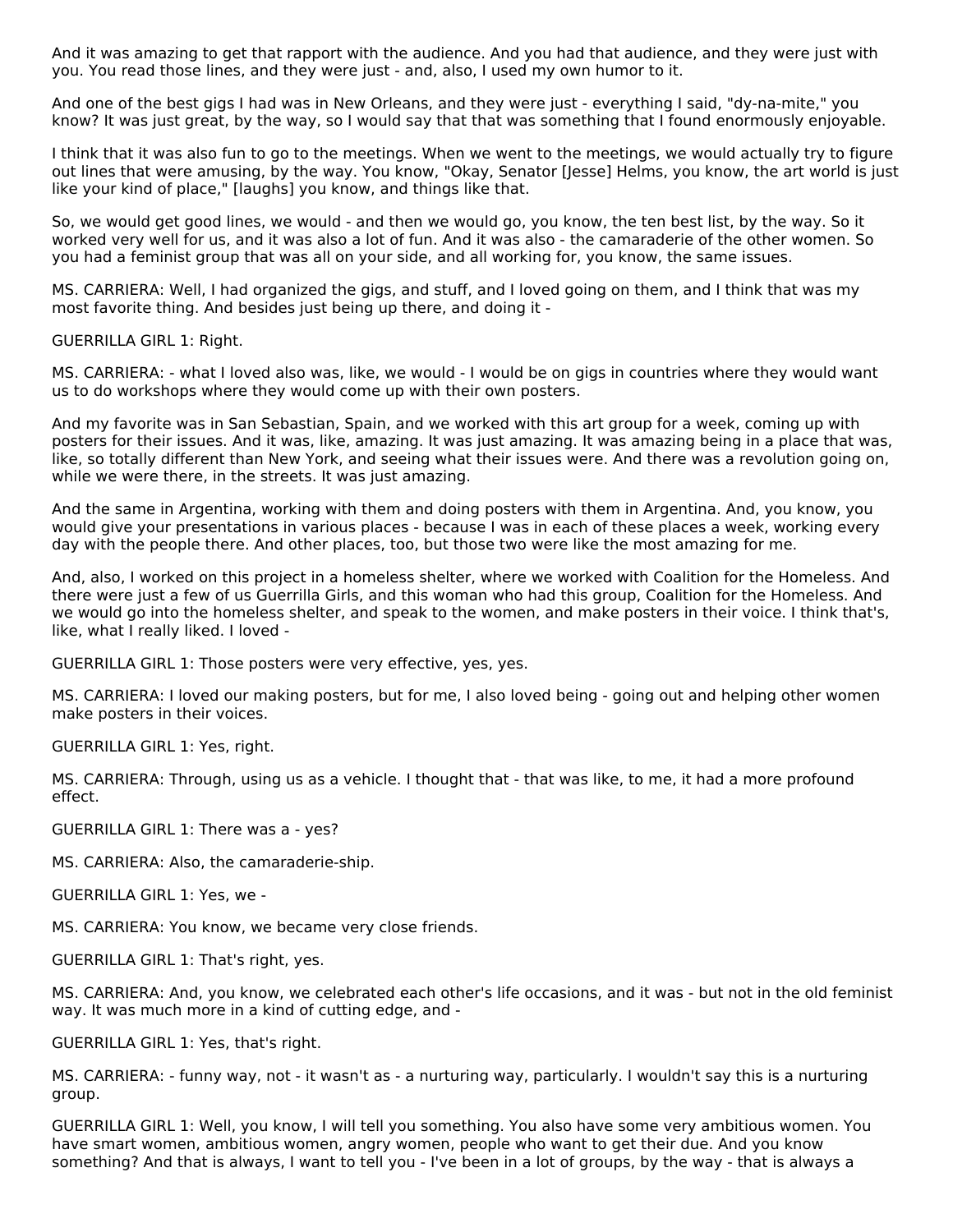And it was amazing to get that rapport with the audience. And you had that audience, and they were just with you. You read those lines, and they were just - and, also, I used my own humor to it.

And one of the best gigs I had was in New Orleans, and they were just - everything I said, "dy-na-mite," you know? It was just great, by the way, so I would say that that was something that I found enormously enjoyable.

I think that it was also fun to go to the meetings. When we went to the meetings, we would actually try to figure out lines that were amusing, by the way. You know, "Okay, Senator [Jesse] Helms, you know, the art world is just like your kind of place," [laughs] you know, and things like that.

So, we would get good lines, we would - and then we would go, you know, the ten best list, by the way. So it worked very well for us, and it was also a lot of fun. And it was also - the camaraderie of the other women. So you had a feminist group that was all on your side, and all working for, you know, the same issues.

MS. CARRIERA: Well, I had organized the gigs, and stuff, and I loved going on them, and I think that was my most favorite thing. And besides just being up there, and doing it -

GUERRILLA GIRL 1: Right.

MS. CARRIERA: - what I loved also was, like, we would - I would be on gigs in countries where they would want us to do workshops where they would come up with their own posters.

And my favorite was in San Sebastian, Spain, and we worked with this art group for a week, coming up with posters for their issues. And it was, like, amazing. It was just amazing. It was amazing being in a place that was, like, so totally different than New York, and seeing what their issues were. And there was a revolution going on, while we were there, in the streets. It was just amazing.

And the same in Argentina, working with them and doing posters with them in Argentina. And, you know, you would give your presentations in various places - because I was in each of these places a week, working every day with the people there. And other places, too, but those two were like the most amazing for me.

And, also, I worked on this project in a homeless shelter, where we worked with Coalition for the Homeless. And there were just a few of us Guerrilla Girls, and this woman who had this group, Coalition for the Homeless. And we would go into the homeless shelter, and speak to the women, and make posters in their voice. I think that's, like, what I really liked. I loved -

GUERRILLA GIRL 1: Those posters were very effective, yes, yes.

MS. CARRIERA: I loved our making posters, but for me, I also loved being - going out and helping other women make posters in their voices.

GUERRILLA GIRL 1: Yes, right.

MS. CARRIERA: Through, using us as a vehicle. I thought that - that was like, to me, it had a more profound effect.

GUERRILLA GIRL 1: There was a - yes?

MS. CARRIERA: Also, the camaraderie-ship.

GUERRILLA GIRL 1: Yes, we -

MS. CARRIERA: You know, we became very close friends.

GUERRILLA GIRL 1: That's right, yes.

MS. CARRIERA: And, you know, we celebrated each other's life occasions, and it was - but not in the old feminist way. It was much more in a kind of cutting edge, and -

GUERRILLA GIRL 1: Yes, that's right.

MS. CARRIERA: - funny way, not - it wasn't as - a nurturing way, particularly. I wouldn't say this is a nurturing group.

GUERRILLA GIRL 1: Well, you know, I will tell you something. You also have some very ambitious women. You have smart women, ambitious women, angry women, people who want to get their due. And you know something? And that is always, I want to tell you - I've been in a lot of groups, by the way - that is always a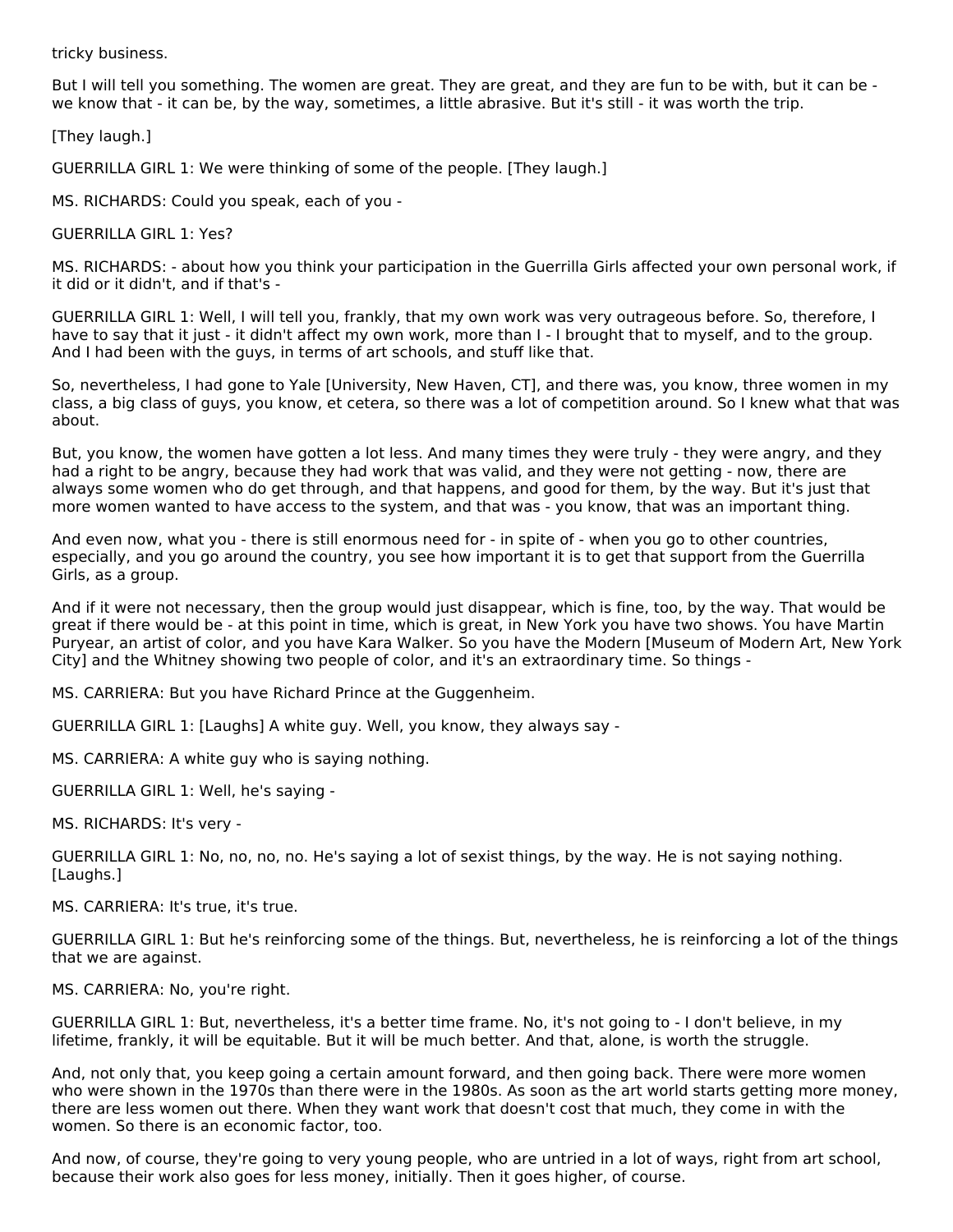tricky business.

But I will tell you something. The women are great. They are great, and they are fun to be with, but it can be - we know that - it can be, by the way, sometimes, a little abrasive. But it's still - it was worth the trip.

[They laugh.]

GUERRILLA GIRL 1: We were thinking of some of the people. [They laugh.]

MS. RICHARDS: Could you speak, each of you -

GUERRILLA GIRL 1: Yes?

MS. RICHARDS: - about how you think your participation in the Guerrilla Girls affected your own personal work, if it did or it didn't, and if that's -

GUERRILLA GIRL 1: Well, I will tell you, frankly, that my own work was very outrageous before. So, therefore, I have to say that it just - it didn't affect my own work, more than I - I brought that to myself, and to the group. And I had been with the guys, in terms of art schools, and stuff like that.

So, nevertheless, I had gone to Yale [University, New Haven, CT], and there was, you know, three women in my class, a big class of guys, you know, et cetera, so there was a lot of competition around. So I knew what that was about.

But, you know, the women have gotten a lot less. And many times they were truly - they were angry, and they had a right to be angry, because they had work that was valid, and they were not getting - now, there are always some women who do get through, and that happens, and good for them, by the way. But it's just that more women wanted to have access to the system, and that was - you know, that was an important thing.

And even now, what you - there is still enormous need for - in spite of - when you go to other countries, especially, and you go around the country, you see how important it is to get that support from the Guerrilla Girls, as a group.

And if it were not necessary, then the group would just disappear, which is fine, too, by the way. That would be great if there would be - at this point in time, which is great, in New York you have two shows. You have Martin Puryear, an artist of color, and you have Kara Walker. So you have the Modern [Museum of Modern Art, New York City] and the Whitney showing two people of color, and it's an extraordinary time. So things -

MS. CARRIERA: But you have Richard Prince at the Guggenheim.

GUERRILLA GIRL 1: [Laughs] A white guy. Well, you know, they always say -

MS. CARRIERA: A white guy who is saying nothing.

GUERRILLA GIRL 1: Well, he's saying -

MS. RICHARDS: It's very -

GUERRILLA GIRL 1: No, no, no, no. He's saying a lot of sexist things, by the way. He is not saying nothing. [Laughs.]

MS. CARRIERA: It's true, it's true.

GUERRILLA GIRL 1: But he's reinforcing some of the things. But, nevertheless, he is reinforcing a lot of the things that we are against.

MS. CARRIERA: No, you're right.

GUERRILLA GIRL 1: But, nevertheless, it's a better time frame. No, it's not going to - I don't believe, in my lifetime, frankly, it will be equitable. But it will be much better. And that, alone, is worth the struggle.

And, not only that, you keep going a certain amount forward, and then going back. There were more women who were shown in the 1970s than there were in the 1980s. As soon as the art world starts getting more money, there are less women out there. When they want work that doesn't cost that much, they come in with the women. So there is an economic factor, too.

And now, of course, they're going to very young people, who are untried in a lot of ways, right from art school, because their work also goes for less money, initially. Then it goes higher, of course.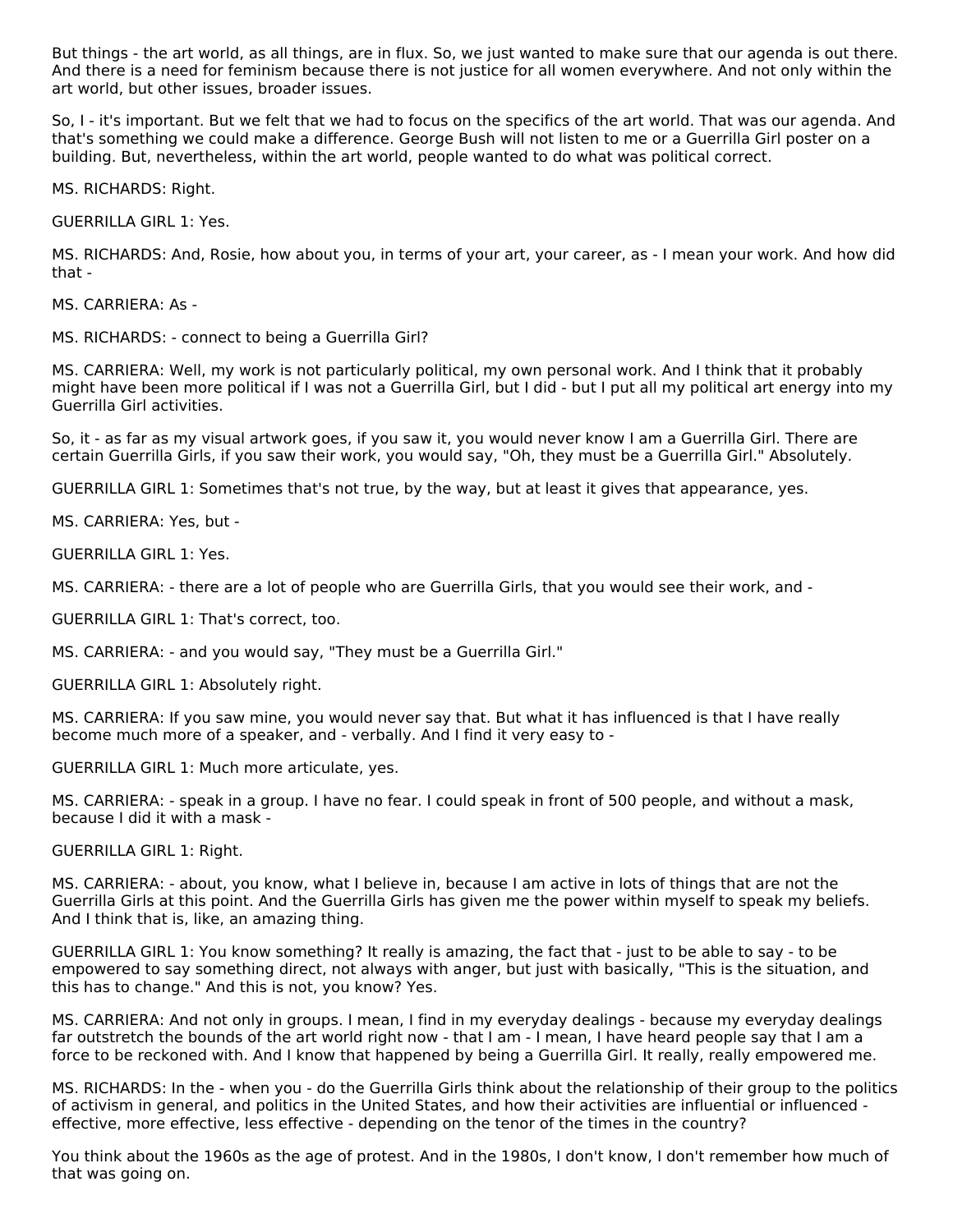But things - the art world, as all things, are in flux. So, we just wanted to make sure that our agenda is out there. And there is a need for feminism because there is not justice for all women everywhere. And not only within the art world, but other issues, broader issues.

So, I - it's important. But we felt that we had to focus on the specifics of the art world. That was our agenda. And that's something we could make a difference. George Bush will not listen to me or a Guerrilla Girl poster on a building. But, nevertheless, within the art world, people wanted to do what was political correct.

MS. RICHARDS: Right.

GUERRILLA GIRL 1: Yes.

MS. RICHARDS: And, Rosie, how about you, in terms of your art, your career, as - I mean your work. And how did that -

MS. CARRIERA: As -

MS. RICHARDS: - connect to being a Guerrilla Girl?

MS. CARRIERA: Well, my work is not particularly political, my own personal work. And I think that it probably might have been more political if I was not a Guerrilla Girl, but I did - but I put all my political art energy into my Guerrilla Girl activities.

So, it - as far as my visual artwork goes, if you saw it, you would never know I am a Guerrilla Girl. There are certain Guerrilla Girls, if you saw their work, you would say, "Oh, they must be a Guerrilla Girl." Absolutely.

GUERRILLA GIRL 1: Sometimes that's not true, by the way, but at least it gives that appearance, yes.

MS. CARRIERA: Yes, but -

GUERRILLA GIRL 1: Yes.

MS. CARRIERA: - there are a lot of people who are Guerrilla Girls, that you would see their work, and -

GUERRILLA GIRL 1: That's correct, too.

MS. CARRIERA: - and you would say, "They must be a Guerrilla Girl."

GUERRILLA GIRL 1: Absolutely right.

MS. CARRIERA: If you saw mine, you would never say that. But what it has influenced is that I have really become much more of a speaker, and - verbally. And I find it very easy to -

GUERRILLA GIRL 1: Much more articulate, yes.

MS. CARRIERA: - speak in a group. I have no fear. I could speak in front of 500 people, and without a mask, because I did it with a mask -

GUERRILLA GIRL 1: Right.

MS. CARRIERA: - about, you know, what I believe in, because I am active in lots of things that are not the Guerrilla Girls at this point. And the Guerrilla Girls has given me the power within myself to speak my beliefs. And I think that is, like, an amazing thing.

GUERRILLA GIRL 1: You know something? It really is amazing, the fact that - just to be able to say - to be empowered to say something direct, not always with anger, but just with basically, "This is the situation, and this has to change." And this is not, you know? Yes.

MS. CARRIERA: And not only in groups. I mean, I find in my everyday dealings - because my everyday dealings far outstretch the bounds of the art world right now - that I am - I mean, I have heard people say that I am a force to be reckoned with. And I know that happened by being a Guerrilla Girl. It really, really empowered me.

MS. RICHARDS: In the - when you - do the Guerrilla Girls think about the relationship of their group to the politics of activism in general, and politics in the United States, and how their activities are influential or influenced - effective, more effective, less effective - depending on the tenor of the times in the country?

You think about the 1960s as the age of protest. And in the 1980s, I don't know, I don't remember how much of that was going on.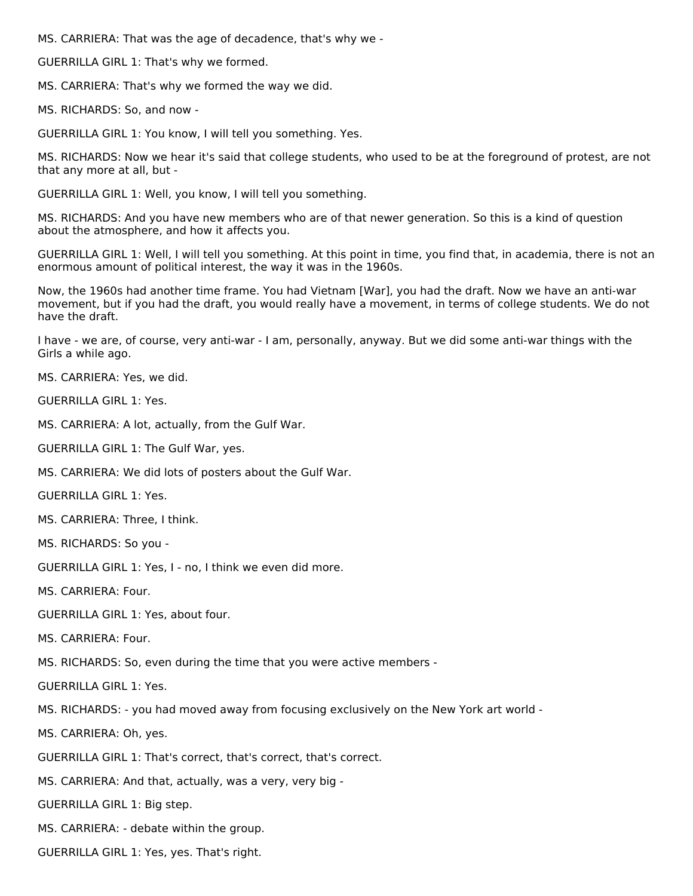MS. CARRIERA: That was the age of decadence, that's why we -

GUERRILLA GIRL 1: That's why we formed.

MS. CARRIERA: That's why we formed the way we did.

MS. RICHARDS: So, and now -

GUERRILLA GIRL 1: You know, I will tell you something. Yes.

MS. RICHARDS: Now we hear it's said that college students, who used to be at the foreground of protest, are not that any more at all, but -

GUERRILLA GIRL 1: Well, you know, I will tell you something.

MS. RICHARDS: And you have new members who are of that newer generation. So this is a kind of question about the atmosphere, and how it affects you.

GUERRILLA GIRL 1: Well, I will tell you something. At this point in time, you find that, in academia, there is not an enormous amount of political interest, the way it was in the 1960s.

Now, the 1960s had another time frame. You had Vietnam [War], you had the draft. Now we have an anti-war movement, but if you had the draft, you would really have a movement, in terms of college students. We do not have the draft.

I have - we are, of course, very anti-war - I am, personally, anyway. But we did some anti-war things with the Girls a while ago.

MS. CARRIERA: Yes, we did.

GUERRILLA GIRL 1: Yes.

MS. CARRIERA: A lot, actually, from the Gulf War.

GUERRILLA GIRL 1: The Gulf War, yes.

MS. CARRIERA: We did lots of posters about the Gulf War.

GUERRILLA GIRL 1: Yes.

MS. CARRIERA: Three, I think.

MS. RICHARDS: So you -

GUERRILLA GIRL 1: Yes, I - no, I think we even did more.

MS. CARRIERA: Four.

GUERRILLA GIRL 1: Yes, about four.

MS. CARRIERA: Four.

MS. RICHARDS: So, even during the time that you were active members -

GUERRILLA GIRL 1: Yes.

MS. RICHARDS: - you had moved away from focusing exclusively on the New York art world -

MS. CARRIERA: Oh, yes.

GUERRILLA GIRL 1: That's correct, that's correct, that's correct.

MS. CARRIERA: And that, actually, was a very, very big -

GUERRILLA GIRL 1: Big step.

MS. CARRIERA: - debate within the group.

GUERRILLA GIRL 1: Yes, yes. That's right.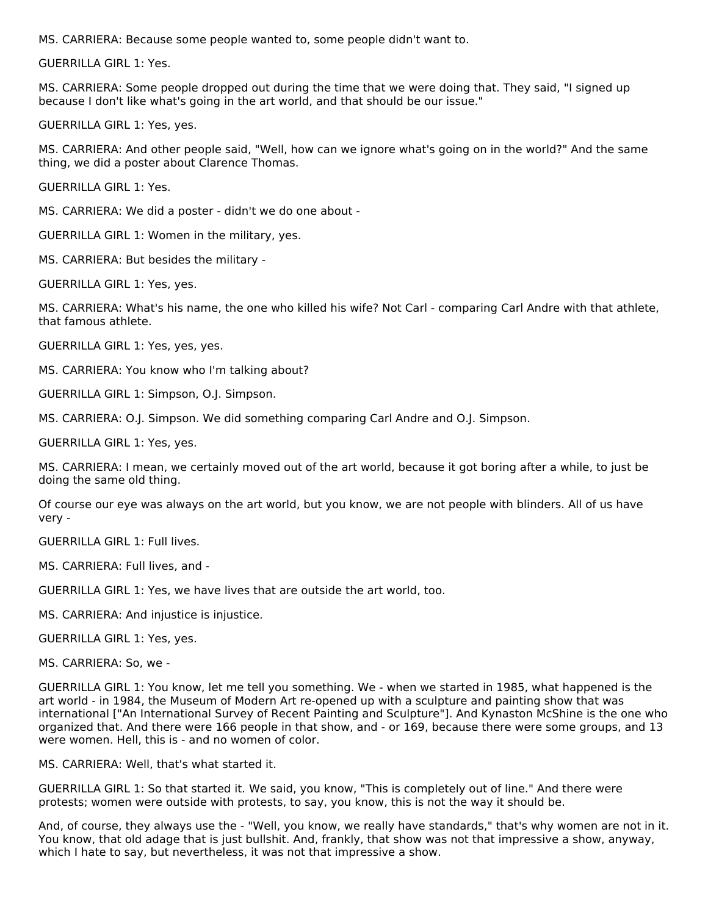MS. CARRIERA: Because some people wanted to, some people didn't want to.

GUERRILLA GIRL 1: Yes.

MS. CARRIERA: Some people dropped out during the time that we were doing that. They said, "I signed up because I don't like what's going in the art world, and that should be our issue."

GUERRILLA GIRL 1: Yes, yes.

MS. CARRIERA: And other people said, "Well, how can we ignore what's going on in the world?" And the same thing, we did a poster about Clarence Thomas.

GUERRILLA GIRL 1: Yes.

MS. CARRIERA: We did a poster - didn't we do one about -

GUERRILLA GIRL 1: Women in the military, yes.

MS. CARRIERA: But besides the military -

GUERRILLA GIRL 1: Yes, yes.

MS. CARRIERA: What's his name, the one who killed his wife? Not Carl - comparing Carl Andre with that athlete, that famous athlete.

GUERRILLA GIRL 1: Yes, yes, yes.

MS. CARRIERA: You know who I'm talking about?

GUERRILLA GIRL 1: Simpson, O.J. Simpson.

MS. CARRIERA: O.J. Simpson. We did something comparing Carl Andre and O.J. Simpson.

GUERRILLA GIRL 1: Yes, yes.

MS. CARRIERA: I mean, we certainly moved out of the art world, because it got boring after a while, to just be doing the same old thing.

Of course our eye was always on the art world, but you know, we are not people with blinders. All of us have very -

GUERRILLA GIRL 1: Full lives.

MS. CARRIERA: Full lives, and -

GUERRILLA GIRL 1: Yes, we have lives that are outside the art world, too.

MS. CARRIERA: And injustice is injustice.

GUERRILLA GIRL 1: Yes, yes.

MS. CARRIERA: So, we -

GUERRILLA GIRL 1: You know, let me tell you something. We - when we started in 1985, what happened is the art world - in 1984, the Museum of Modern Art re-opened up with a sculpture and painting show that was international ["An International Survey of Recent Painting and Sculpture"]. And Kynaston McShine is the one who organized that. And there were 166 people in that show, and - or 169, because there were some groups, and 13 were women. Hell, this is - and no women of color.

MS. CARRIERA: Well, that's what started it.

GUERRILLA GIRL 1: So that started it. We said, you know, "This is completely out of line." And there were protests; women were outside with protests, to say, you know, this is not the way it should be.

And, of course, they always use the - "Well, you know, we really have standards," that's why women are not in it. You know, that old adage that is just bullshit. And, frankly, that show was not that impressive a show, anyway, which I hate to say, but nevertheless, it was not that impressive a show.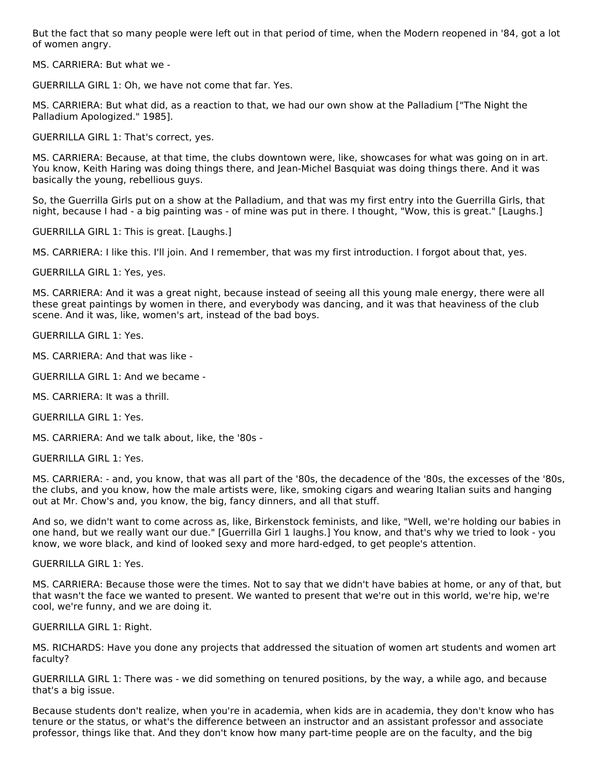But the fact that so many people were left out in that period of time, when the Modern reopened in '84, got a lot of women angry.

MS. CARRIERA: But what we -

GUERRILLA GIRL 1: Oh, we have not come that far. Yes.

MS. CARRIERA: But what did, as a reaction to that, we had our own show at the Palladium ["The Night the Palladium Apologized." 1985].

GUERRILLA GIRL 1: That's correct, yes.

MS. CARRIERA: Because, at that time, the clubs downtown were, like, showcases for what was going on in art. You know, Keith Haring was doing things there, and Jean-Michel Basquiat was doing things there. And it was basically the young, rebellious guys.

So, the Guerrilla Girls put on a show at the Palladium, and that was my first entry into the Guerrilla Girls, that night, because I had - a big painting was - of mine was put in there. I thought, "Wow, this is great." [Laughs.]

GUERRILLA GIRL 1: This is great. [Laughs.]

MS. CARRIERA: I like this. I'll join. And I remember, that was my first introduction. I forgot about that, yes.

GUERRILLA GIRL 1: Yes, yes.

MS. CARRIERA: And it was a great night, because instead of seeing all this young male energy, there were all these great paintings by women in there, and everybody was dancing, and it was that heaviness of the club scene. And it was, like, women's art, instead of the bad boys.

GUERRILLA GIRL 1: Yes.

MS. CARRIERA: And that was like -

GUERRILLA GIRL 1: And we became -

MS. CARRIERA: It was a thrill.

GUERRILLA GIRL 1: Yes.

MS. CARRIERA: And we talk about, like, the '80s -

GUERRILLA GIRL 1: Yes.

MS. CARRIERA: - and, you know, that was all part of the '80s, the decadence of the '80s, the excesses of the '80s, the clubs, and you know, how the male artists were, like, smoking cigars and wearing Italian suits and hanging out at Mr. Chow's and, you know, the big, fancy dinners, and all that stuff.

And so, we didn't want to come across as, like, Birkenstock feminists, and like, "Well, we're holding our babies in one hand, but we really want our due." [Guerrilla Girl 1 laughs.] You know, and that's why we tried to look - you know, we wore black, and kind of looked sexy and more hard-edged, to get people's attention.

GUERRILLA GIRL 1: Yes.

MS. CARRIERA: Because those were the times. Not to say that we didn't have babies at home, or any of that, but that wasn't the face we wanted to present. We wanted to present that we're out in this world, we're hip, we're cool, we're funny, and we are doing it.

GUERRILLA GIRL 1: Right.

MS. RICHARDS: Have you done any projects that addressed the situation of women art students and women art faculty?

GUERRILLA GIRL 1: There was - we did something on tenured positions, by the way, a while ago, and because that's a big issue.

Because students don't realize, when you're in academia, when kids are in academia, they don't know who has tenure or the status, or what's the difference between an instructor and an assistant professor and associate professor, things like that. And they don't know how many part-time people are on the faculty, and the big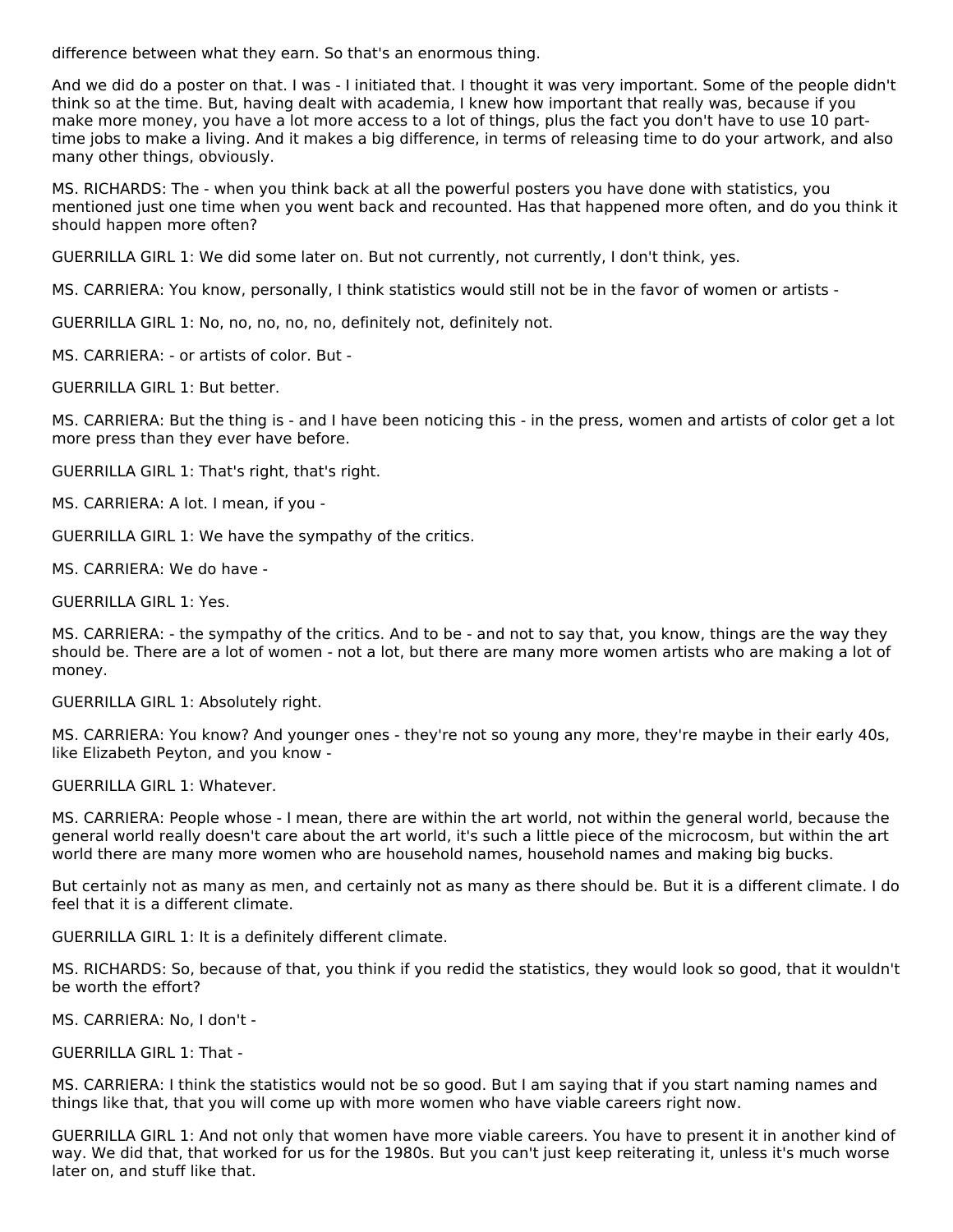difference between what they earn. So that's an enormous thing.

And we did do a poster on that. I was - I initiated that. I thought it was very important. Some of the people didn't think so at the time. But, having dealt with academia, I knew how important that really was, because if you make more money, you have a lot more access to a lot of things, plus the fact you don't have to use 10 part-time jobs to make a living. And it makes a big difference, in terms of releasing time to do your artwork, and also many other things, obviously.

MS. RICHARDS: The - when you think back at all the powerful posters you have done with statistics, you mentioned just one time when you went back and recounted. Has that happened more often, and do you think it should happen more often?

GUERRILLA GIRL 1: We did some later on. But not currently, not currently, I don't think, yes.

MS. CARRIERA: You know, personally, I think statistics would still not be in the favor of women or artists -

GUERRILLA GIRL 1: No, no, no, no, no, definitely not, definitely not.

MS. CARRIERA: - or artists of color. But -

GUERRILLA GIRL 1: But better.

MS. CARRIERA: But the thing is - and I have been noticing this - in the press, women and artists of color get a lot more press than they ever have before.

GUERRILLA GIRL 1: That's right, that's right.

MS. CARRIERA: A lot. I mean, if you -

GUERRILLA GIRL 1: We have the sympathy of the critics.

MS. CARRIERA: We do have -

GUERRILLA GIRL 1: Yes.

MS. CARRIERA: - the sympathy of the critics. And to be - and not to say that, you know, things are the way they should be. There are a lot of women - not a lot, but there are many more women artists who are making a lot of money.

GUERRILLA GIRL 1: Absolutely right.

MS. CARRIERA: You know? And younger ones - they're not so young any more, they're maybe in their early 40s, like Elizabeth Peyton, and you know -

GUERRILLA GIRL 1: Whatever.

MS. CARRIERA: People whose - I mean, there are within the art world, not within the general world, because the general world really doesn't care about the art world, it's such a little piece of the microcosm, but within the art world there are many more women who are household names, household names and making big bucks.

But certainly not as many as men, and certainly not as many as there should be. But it is a different climate. I do feel that it is a different climate.

GUERRILLA GIRL 1: It is a definitely different climate.

MS. RICHARDS: So, because of that, you think if you redid the statistics, they would look so good, that it wouldn't be worth the effort?

MS. CARRIERA: No, I don't -

GUERRILLA GIRL 1: That -

MS. CARRIERA: I think the statistics would not be so good. But I am saying that if you start naming names and things like that, that you will come up with more women who have viable careers right now.

GUERRILLA GIRL 1: And not only that women have more viable careers. You have to present it in another kind of way. We did that, that worked for us for the 1980s. But you can't just keep reiterating it, unless it's much worse later on, and stuff like that.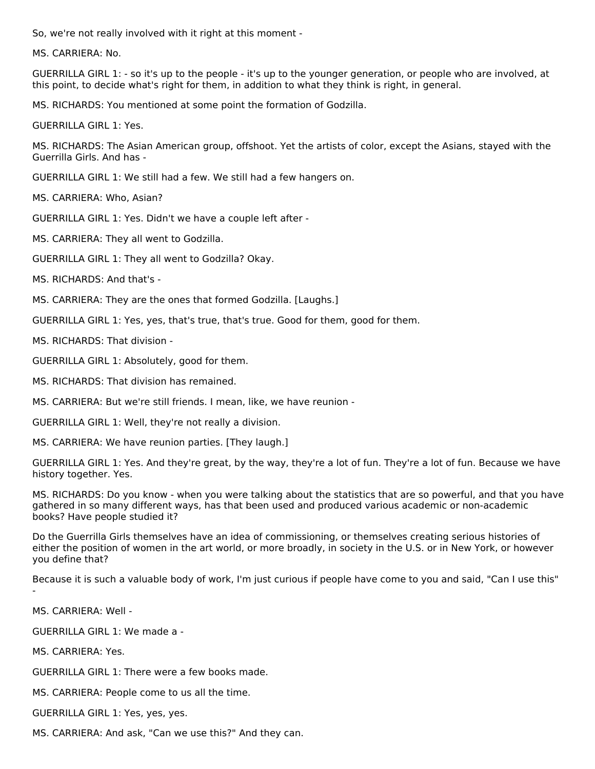So, we're not really involved with it right at this moment -

MS. CARRIERA: No.

GUERRILLA GIRL 1: - so it's up to the people - it's up to the younger generation, or people who are involved, at this point, to decide what's right for them, in addition to what they think is right, in general.

MS. RICHARDS: You mentioned at some point the formation of Godzilla.

GUERRILLA GIRL 1: Yes.

MS. RICHARDS: The Asian American group, offshoot. Yet the artists of color, except the Asians, stayed with the Guerrilla Girls. And has -

GUERRILLA GIRL 1: We still had a few. We still had a few hangers on.

MS. CARRIERA: Who, Asian?

GUERRILLA GIRL 1: Yes. Didn't we have a couple left after -

MS. CARRIERA: They all went to Godzilla.

GUERRILLA GIRL 1: They all went to Godzilla? Okay.

MS. RICHARDS: And that's -

MS. CARRIERA: They are the ones that formed Godzilla. [Laughs.]

GUERRILLA GIRL 1: Yes, yes, that's true, that's true. Good for them, good for them.

MS. RICHARDS: That division -

GUERRILLA GIRL 1: Absolutely, good for them.

MS. RICHARDS: That division has remained.

MS. CARRIERA: But we're still friends. I mean, like, we have reunion -

GUERRILLA GIRL 1: Well, they're not really a division.

MS. CARRIERA: We have reunion parties. [They laugh.]

GUERRILLA GIRL 1: Yes. And they're great, by the way, they're a lot of fun. They're a lot of fun. Because we have history together. Yes.

MS. RICHARDS: Do you know - when you were talking about the statistics that are so powerful, and that you have gathered in so many different ways, has that been used and produced various academic or non-academic books? Have people studied it?

Do the Guerrilla Girls themselves have an idea of commissioning, or themselves creating serious histories of either the position of women in the art world, or more broadly, in society in the U.S. or in New York, or however you define that?

Because it is such a valuable body of work, I'm just curious if people have come to you and said, "Can I use this" -

MS. CARRIERA: Well -

GUERRILLA GIRL 1: We made a -

MS. CARRIERA: Yes.

GUERRILLA GIRL 1: There were a few books made.

MS. CARRIERA: People come to us all the time.

GUERRILLA GIRL 1: Yes, yes, yes.

MS. CARRIERA: And ask, "Can we use this?" And they can.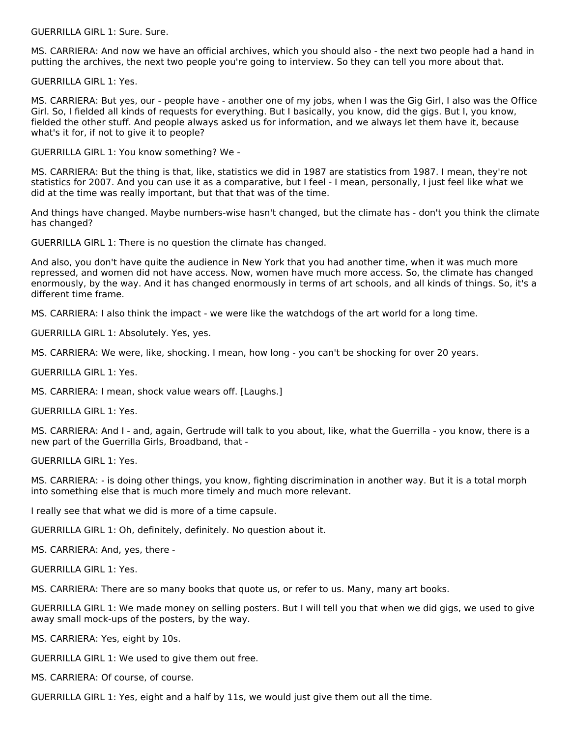GUERRILLA GIRL 1: Sure. Sure.

MS. CARRIERA: And now we have an official archives, which you should also - the next two people had a hand in putting the archives, the next two people you're going to interview. So they can tell you more about that.

GUERRILLA GIRL 1: Yes.

MS. CARRIERA: But yes, our - people have - another one of my jobs, when I was the Gig Girl, I also was the Office Girl. So, I fielded all kinds of requests for everything. But I basically, you know, did the gigs. But I, you know, fielded the other stuff. And people always asked us for information, and we always let them have it, because what's it for, if not to give it to people?

GUERRILLA GIRL 1: You know something? We -

MS. CARRIERA: But the thing is that, like, statistics we did in 1987 are statistics from 1987. I mean, they're not statistics for 2007. And you can use it as a comparative, but I feel - I mean, personally, I just feel like what we did at the time was really important, but that that was of the time.

And things have changed. Maybe numbers-wise hasn't changed, but the climate has - don't you think the climate has changed?

GUERRILLA GIRL 1: There is no question the climate has changed.

And also, you don't have quite the audience in New York that you had another time, when it was much more repressed, and women did not have access. Now, women have much more access. So, the climate has changed enormously, by the way. And it has changed enormously in terms of art schools, and all kinds of things. So, it's a different time frame.

MS. CARRIERA: I also think the impact - we were like the watchdogs of the art world for a long time.

GUERRILLA GIRL 1: Absolutely. Yes, yes.

MS. CARRIERA: We were, like, shocking. I mean, how long - you can't be shocking for over 20 years.

GUERRILLA GIRL 1: Yes.

MS. CARRIERA: I mean, shock value wears off. [Laughs.]

GUERRILLA GIRL 1: Yes.

MS. CARRIERA: And I - and, again, Gertrude will talk to you about, like, what the Guerrilla - you know, there is a new part of the Guerrilla Girls, Broadband, that -

GUERRILLA GIRL 1: Yes.

MS. CARRIERA: - is doing other things, you know, fighting discrimination in another way. But it is a total morph into something else that is much more timely and much more relevant.

I really see that what we did is more of a time capsule.

GUERRILLA GIRL 1: Oh, definitely, definitely. No question about it.

MS. CARRIERA: And, yes, there -

GUERRILLA GIRL 1: Yes.

MS. CARRIERA: There are so many books that quote us, or refer to us. Many, many art books.

GUERRILLA GIRL 1: We made money on selling posters. But I will tell you that when we did gigs, we used to give away small mock-ups of the posters, by the way.

MS. CARRIERA: Yes, eight by 10s.

GUERRILLA GIRL 1: We used to give them out free.

MS. CARRIERA: Of course, of course.

GUERRILLA GIRL 1: Yes, eight and a half by 11s, we would just give them out all the time.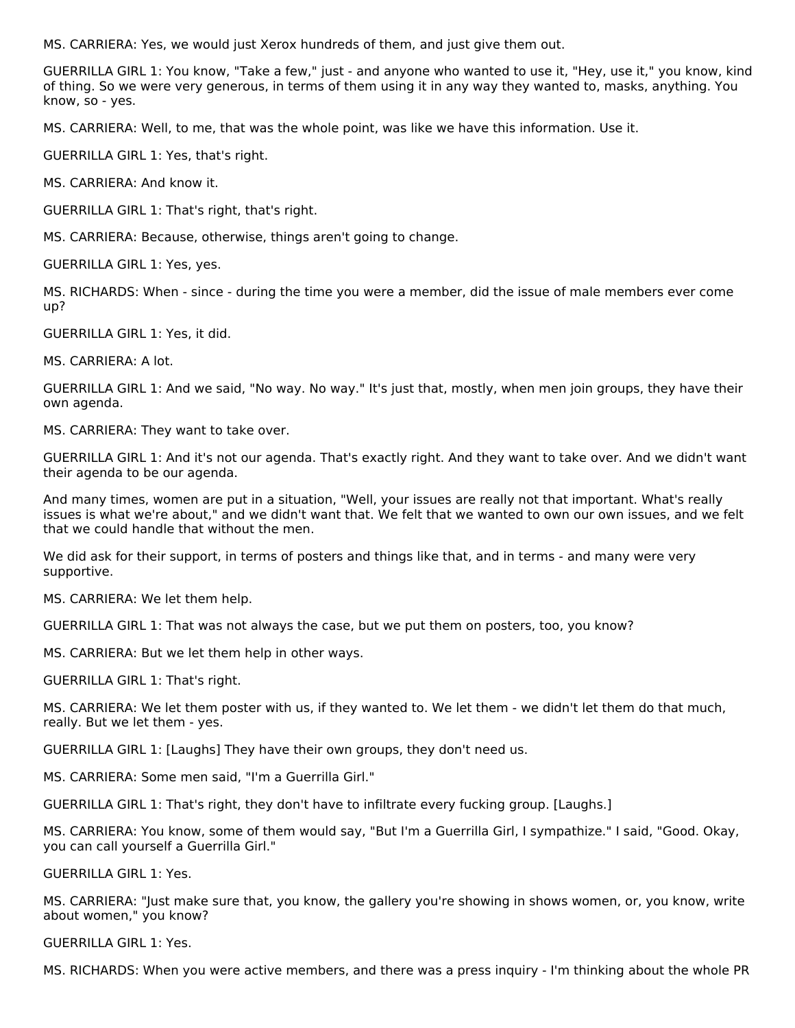MS. CARRIERA: Yes, we would just Xerox hundreds of them, and just give them out.

GUERRILLA GIRL 1: You know, "Take a few," just - and anyone who wanted to use it, "Hey, use it," you know, kind of thing. So we were very generous, in terms of them using it in any way they wanted to, masks, anything. You know, so - yes.

MS. CARRIERA: Well, to me, that was the whole point, was like we have this information. Use it.

GUERRILLA GIRL 1: Yes, that's right.

MS. CARRIERA: And know it.

GUERRILLA GIRL 1: That's right, that's right.

MS. CARRIERA: Because, otherwise, things aren't going to change.

GUERRILLA GIRL 1: Yes, yes.

MS. RICHARDS: When - since - during the time you were a member, did the issue of male members ever come up?

GUERRILLA GIRL 1: Yes, it did.

MS. CARRIERA: A lot.

GUERRILLA GIRL 1: And we said, "No way. No way." It's just that, mostly, when men join groups, they have their own agenda.

MS. CARRIERA: They want to take over.

GUERRILLA GIRL 1: And it's not our agenda. That's exactly right. And they want to take over. And we didn't want their agenda to be our agenda.

And many times, women are put in a situation, "Well, your issues are really not that important. What's really issues is what we're about," and we didn't want that. We felt that we wanted to own our own issues, and we felt that we could handle that without the men.

We did ask for their support, in terms of posters and things like that, and in terms - and many were very supportive.

MS. CARRIERA: We let them help.

GUERRILLA GIRL 1: That was not always the case, but we put them on posters, too, you know?

MS. CARRIERA: But we let them help in other ways.

GUERRILLA GIRL 1: That's right.

MS. CARRIERA: We let them poster with us, if they wanted to. We let them - we didn't let them do that much, really. But we let them - yes.

GUERRILLA GIRL 1: [Laughs] They have their own groups, they don't need us.

MS. CARRIERA: Some men said, "I'm a Guerrilla Girl."

GUERRILLA GIRL 1: That's right, they don't have to infiltrate every fucking group. [Laughs.]

MS. CARRIERA: You know, some of them would say, "But I'm a Guerrilla Girl, I sympathize." I said, "Good. Okay, you can call yourself a Guerrilla Girl."

GUERRILLA GIRL 1: Yes.

MS. CARRIERA: "Just make sure that, you know, the gallery you're showing in shows women, or, you know, write about women," you know?

GUERRILLA GIRL 1: Yes.

MS. RICHARDS: When you were active members, and there was a press inquiry - I'm thinking about the whole PR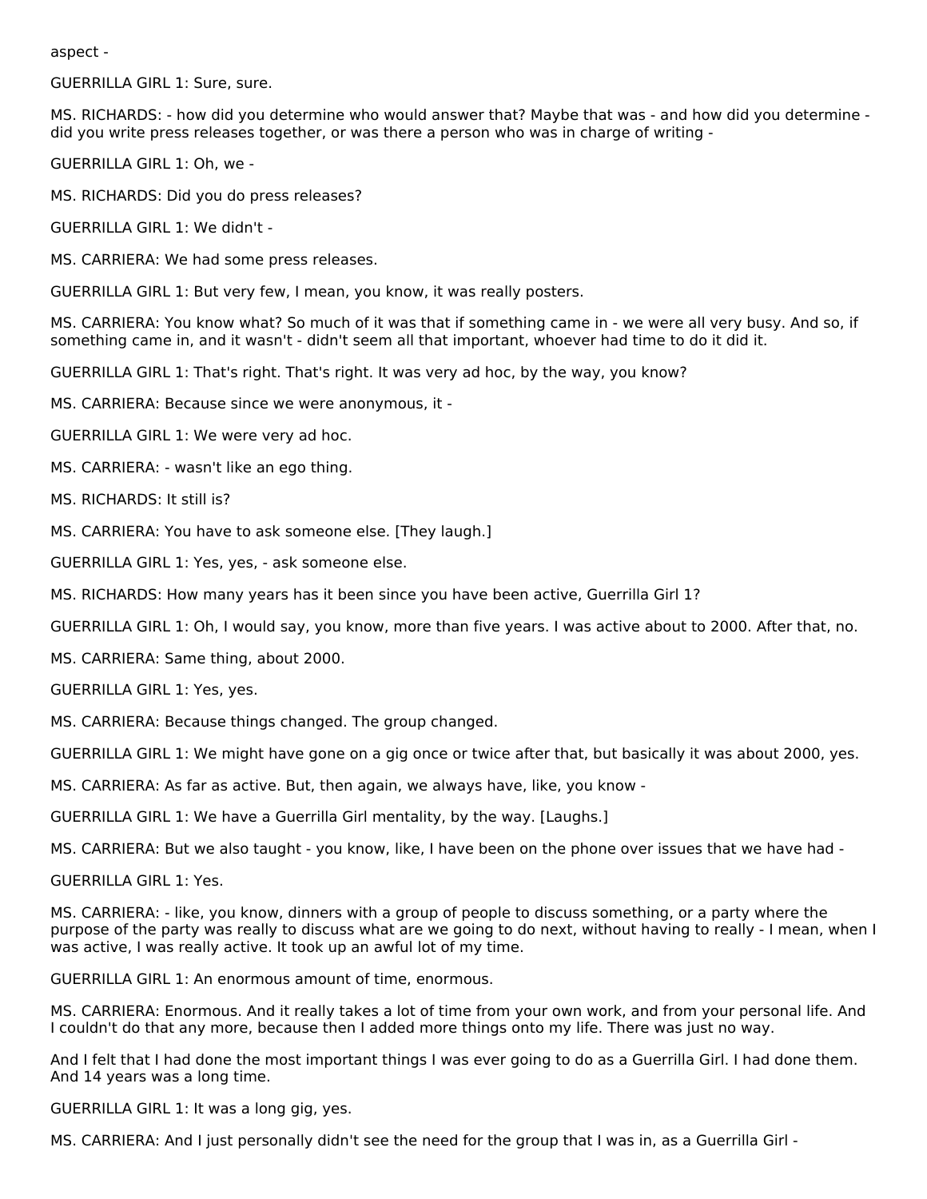aspect -

GUERRILLA GIRL 1: Sure, sure.

MS. RICHARDS: - how did you determine who would answer that? Maybe that was - and how did you determine - did you write press releases together, or was there a person who was in charge of writing -

GUERRILLA GIRL 1: Oh, we -

MS. RICHARDS: Did you do press releases?

GUERRILLA GIRL 1: We didn't -

MS. CARRIERA: We had some press releases.

GUERRILLA GIRL 1: But very few, I mean, you know, it was really posters.

MS. CARRIERA: You know what? So much of it was that if something came in - we were all very busy. And so, if something came in, and it wasn't - didn't seem all that important, whoever had time to do it did it.

GUERRILLA GIRL 1: That's right. That's right. It was very ad hoc, by the way, you know?

MS. CARRIERA: Because since we were anonymous, it -

GUERRILLA GIRL 1: We were very ad hoc.

MS. CARRIERA: - wasn't like an ego thing.

MS. RICHARDS: It still is?

MS. CARRIERA: You have to ask someone else. [They laugh.]

GUERRILLA GIRL 1: Yes, yes, - ask someone else.

MS. RICHARDS: How many years has it been since you have been active, Guerrilla Girl 1?

GUERRILLA GIRL 1: Oh, I would say, you know, more than five years. I was active about to 2000. After that, no.

MS. CARRIERA: Same thing, about 2000.

GUERRILLA GIRL 1: Yes, yes.

MS. CARRIERA: Because things changed. The group changed.

GUERRILLA GIRL 1: We might have gone on a gig once or twice after that, but basically it was about 2000, yes.

MS. CARRIERA: As far as active. But, then again, we always have, like, you know -

GUERRILLA GIRL 1: We have a Guerrilla Girl mentality, by the way. [Laughs.]

MS. CARRIERA: But we also taught - you know, like, I have been on the phone over issues that we have had -

GUERRILLA GIRL 1: Yes.

MS. CARRIERA: - like, you know, dinners with a group of people to discuss something, or a party where the purpose of the party was really to discuss what are we going to do next, without having to really - I mean, when I was active, I was really active. It took up an awful lot of my time.

GUERRILLA GIRL 1: An enormous amount of time, enormous.

MS. CARRIERA: Enormous. And it really takes a lot of time from your own work, and from your personal life. And I couldn't do that any more, because then I added more things onto my life. There was just no way.

And I felt that I had done the most important things I was ever going to do as a Guerrilla Girl. I had done them. And 14 years was a long time.

GUERRILLA GIRL 1: It was a long gig, yes.

MS. CARRIERA: And I just personally didn't see the need for the group that I was in, as a Guerrilla Girl -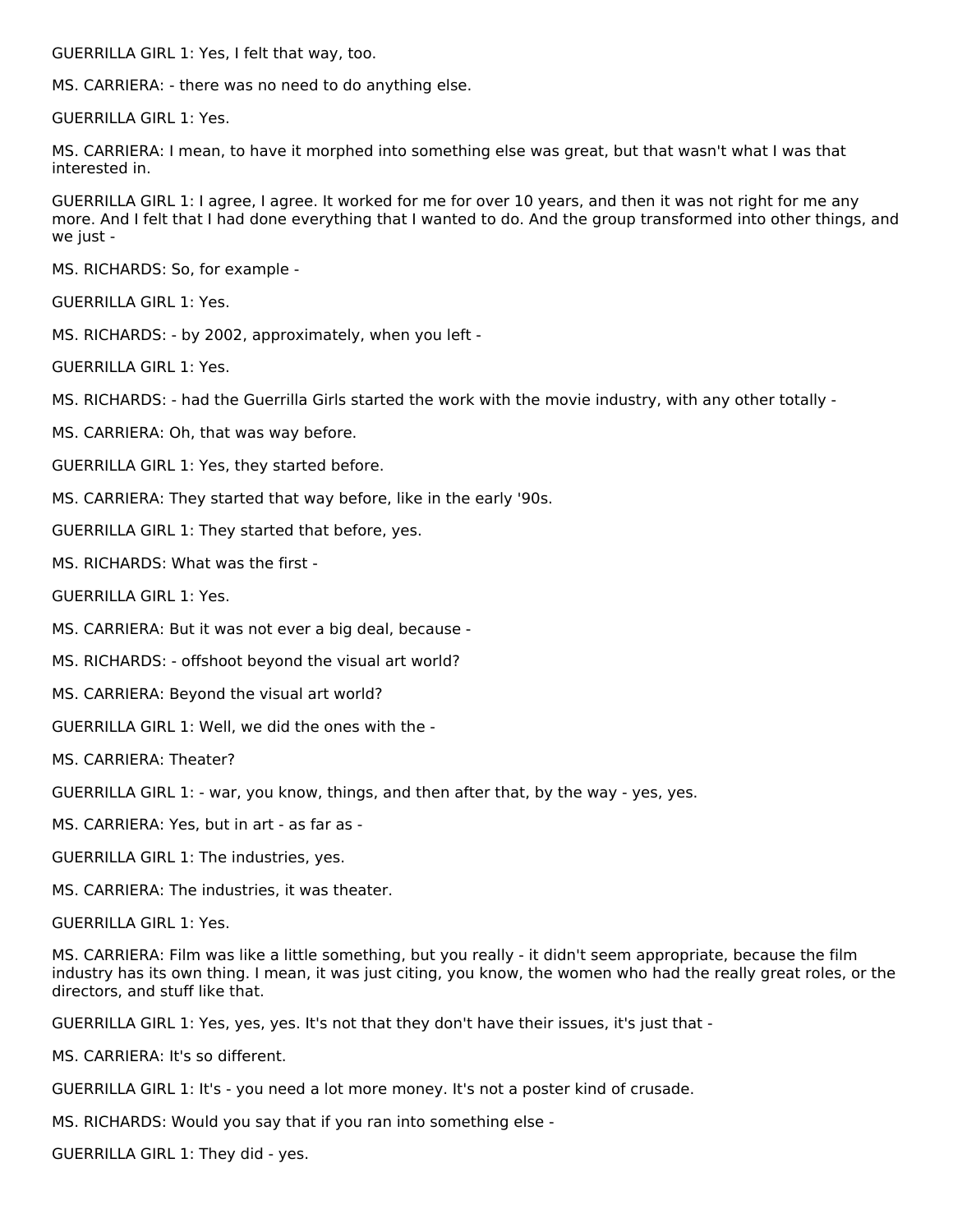GUERRILLA GIRL 1: Yes, I felt that way, too.

MS. CARRIERA: - there was no need to do anything else.

GUERRILLA GIRL 1: Yes.

MS. CARRIERA: I mean, to have it morphed into something else was great, but that wasn't what I was that interested in.

GUERRILLA GIRL 1: I agree, I agree. It worked for me for over 10 years, and then it was not right for me any more. And I felt that I had done everything that I wanted to do. And the group transformed into other things, and we just -

MS. RICHARDS: So, for example -

GUERRILLA GIRL 1: Yes.

MS. RICHARDS: - by 2002, approximately, when you left -

GUERRILLA GIRL 1: Yes.

MS. RICHARDS: - had the Guerrilla Girls started the work with the movie industry, with any other totally -

MS. CARRIERA: Oh, that was way before.

GUERRILLA GIRL 1: Yes, they started before.

MS. CARRIERA: They started that way before, like in the early '90s.

GUERRILLA GIRL 1: They started that before, yes.

MS. RICHARDS: What was the first -

GUERRILLA GIRL 1: Yes.

MS. CARRIERA: But it was not ever a big deal, because -

MS. RICHARDS: - offshoot beyond the visual art world?

MS. CARRIERA: Beyond the visual art world?

GUERRILLA GIRL 1: Well, we did the ones with the -

MS. CARRIERA: Theater?

GUERRILLA GIRL 1: - war, you know, things, and then after that, by the way - yes, yes.

MS. CARRIERA: Yes, but in art - as far as -

GUERRILLA GIRL 1: The industries, yes.

MS. CARRIERA: The industries, it was theater.

GUERRILLA GIRL 1: Yes.

MS. CARRIERA: Film was like a little something, but you really - it didn't seem appropriate, because the film industry has its own thing. I mean, it was just citing, you know, the women who had the really great roles, or the directors, and stuff like that.

GUERRILLA GIRL 1: Yes, yes, yes. It's not that they don't have their issues, it's just that -

MS. CARRIERA: It's so different.

GUERRILLA GIRL 1: It's - you need a lot more money. It's not a poster kind of crusade.

MS. RICHARDS: Would you say that if you ran into something else -

GUERRILLA GIRL 1: They did - yes.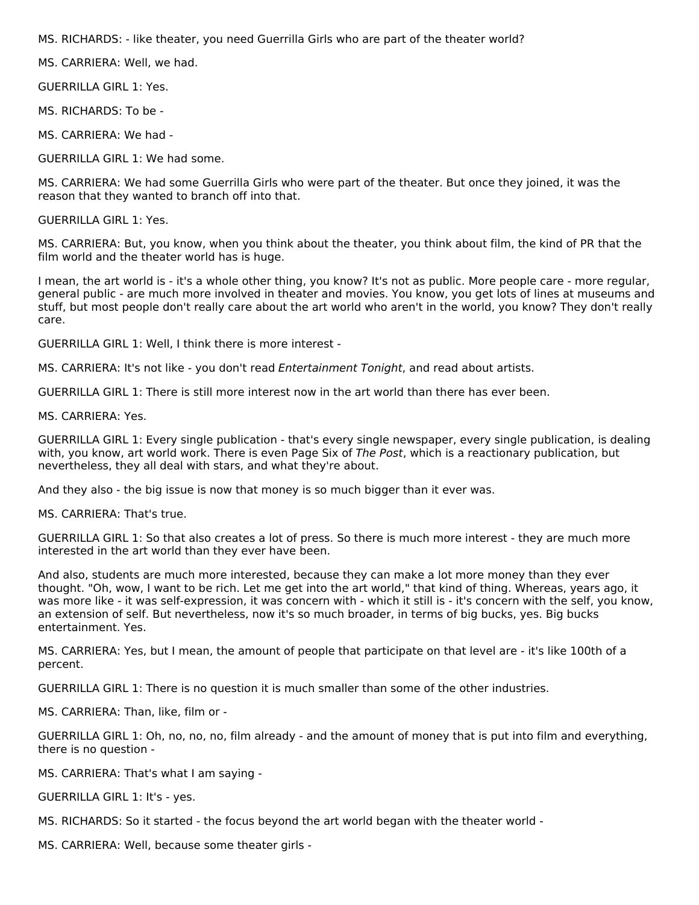MS. RICHARDS: - like theater, you need Guerrilla Girls who are part of the theater world?

MS. CARRIERA: Well, we had.

GUERRILLA GIRL 1: Yes.

MS. RICHARDS: To be -

MS. CARRIERA: We had -

GUERRILLA GIRL 1: We had some.

MS. CARRIERA: We had some Guerrilla Girls who were part of the theater. But once they joined, it was the reason that they wanted to branch off into that.

GUERRILLA GIRL 1: Yes.

MS. CARRIERA: But, you know, when you think about the theater, you think about film, the kind of PR that the film world and the theater world has is huge.

I mean, the art world is - it's a whole other thing, you know? It's not as public. More people care - more regular, general public - are much more involved in theater and movies. You know, you get lots of lines at museums and stuff, but most people don't really care about the art world who aren't in the world, you know? They don't really care.

GUERRILLA GIRL 1: Well, I think there is more interest -

MS. CARRIERA: It's not like - you don't read *Entertainment Tonight*, and read about artists.

GUERRILLA GIRL 1: There is still more interest now in the art world than there has ever been.

MS. CARRIERA: Yes.

GUERRILLA GIRL 1: Every single publication - that's every single newspaper, every single publication, is dealing with, you know, art world work. There is even Page Six of *The Post*, which is a reactionary publication, but nevertheless, they all deal with stars, and what they're about.

And they also - the big issue is now that money is so much bigger than it ever was.

MS. CARRIERA: That's true.

GUERRILLA GIRL 1: So that also creates a lot of press. So there is much more interest - they are much more interested in the art world than they ever have been.

And also, students are much more interested, because they can make a lot more money than they ever thought. "Oh, wow, I want to be rich. Let me get into the art world," that kind of thing. Whereas, years ago, it was more like - it was self-expression, it was concern with - which it still is - it's concern with the self, you know, an extension of self. But nevertheless, now it's so much broader, in terms of big bucks, yes. Big bucks entertainment. Yes.

MS. CARRIERA: Yes, but I mean, the amount of people that participate on that level are - it's like 100th of a percent.

GUERRILLA GIRL 1: There is no question it is much smaller than some of the other industries.

MS. CARRIERA: Than, like, film or -

GUERRILLA GIRL 1: Oh, no, no, no, no, film already - and the amount of money that is put into film and everything, there is no question -

MS. CARRIERA: That's what I am saying -

GUERRILLA GIRL 1: It's - yes.

MS. RICHARDS: So it started - the focus beyond the art world began with the theater world -

MS. CARRIERA: Well, because some theater girls -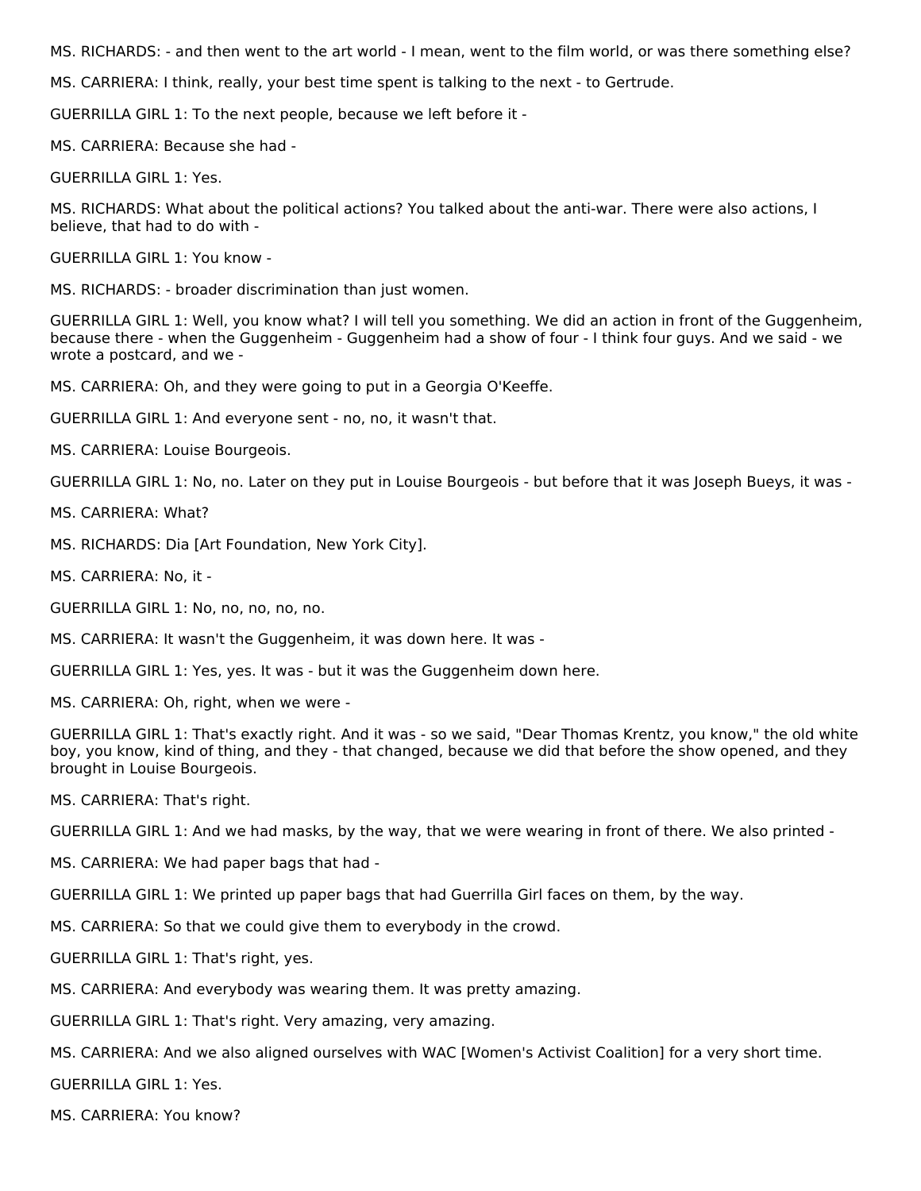MS. RICHARDS: - and then went to the art world - I mean, went to the film world, or was there something else?

MS. CARRIERA: I think, really, your best time spent is talking to the next - to Gertrude.

GUERRILLA GIRL 1: To the next people, because we left before it -

MS. CARRIERA: Because she had -

GUERRILLA GIRL 1: Yes.

MS. RICHARDS: What about the political actions? You talked about the anti-war. There were also actions, I believe, that had to do with -

GUERRILLA GIRL 1: You know -

MS. RICHARDS: - broader discrimination than just women.

GUERRILLA GIRL 1: Well, you know what? I will tell you something. We did an action in front of the Guggenheim, because there - when the Guggenheim - Guggenheim had a show of four - I think four guys. And we said - we wrote a postcard, and we -

MS. CARRIERA: Oh, and they were going to put in a Georgia O'Keeffe.

GUERRILLA GIRL 1: And everyone sent - no, no, it wasn't that.

MS. CARRIERA: Louise Bourgeois.

GUERRILLA GIRL 1: No, no. Later on they put in Louise Bourgeois - but before that it was Joseph Bueys, it was -

MS. CARRIERA: What?

MS. RICHARDS: Dia [Art Foundation, New York City].

MS. CARRIERA: No, it -

GUERRILLA GIRL 1: No, no, no, no, no.

MS. CARRIERA: It wasn't the Guggenheim, it was down here. It was -

GUERRILLA GIRL 1: Yes, yes. It was - but it was the Guggenheim down here.

MS. CARRIERA: Oh, right, when we were -

GUERRILLA GIRL 1: That's exactly right. And it was - so we said, "Dear Thomas Krentz, you know," the old white boy, you know, kind of thing, and they - that changed, because we did that before the show opened, and they brought in Louise Bourgeois.

MS. CARRIERA: That's right.

GUERRILLA GIRL 1: And we had masks, by the way, that we were wearing in front of there. We also printed -

MS. CARRIERA: We had paper bags that had -

GUERRILLA GIRL 1: We printed up paper bags that had Guerrilla Girl faces on them, by the way.

MS. CARRIERA: So that we could give them to everybody in the crowd.

GUERRILLA GIRL 1: That's right, yes.

MS. CARRIERA: And everybody was wearing them. It was pretty amazing.

GUERRILLA GIRL 1: That's right. Very amazing, very amazing.

MS. CARRIERA: And we also aligned ourselves with WAC [Women's Activist Coalition] for a very short time.

GUERRILLA GIRL 1: Yes.

MS. CARRIERA: You know?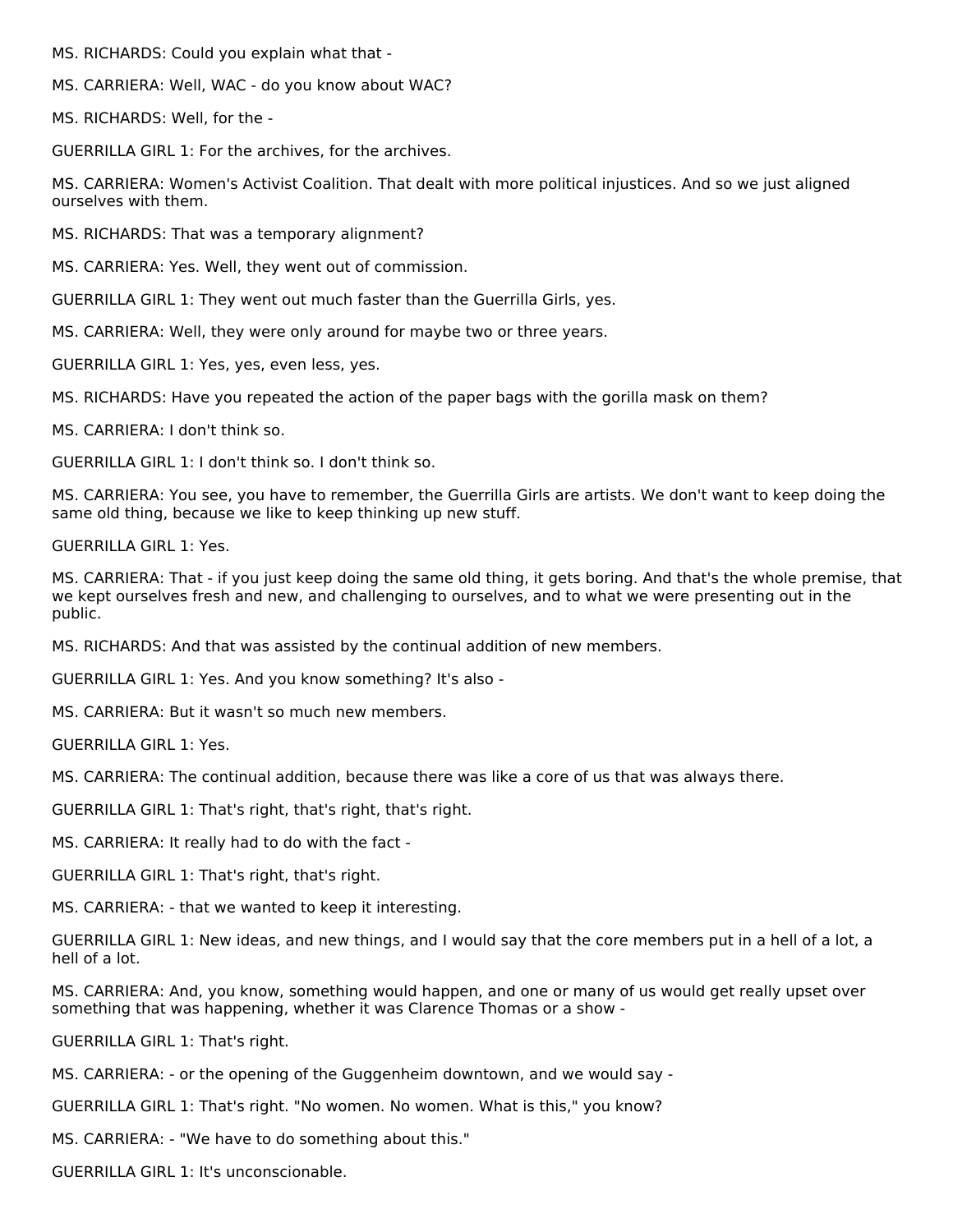MS. RICHARDS: Could you explain what that -

MS. CARRIERA: Well, WAC - do you know about WAC?

MS. RICHARDS: Well, for the -

GUERRILLA GIRL 1: For the archives, for the archives.

MS. CARRIERA: Women's Activist Coalition. That dealt with more political injustices. And so we just aligned ourselves with them.

MS. RICHARDS: That was a temporary alignment?

MS. CARRIERA: Yes. Well, they went out of commission.

GUERRILLA GIRL 1: They went out much faster than the Guerrilla Girls, yes.

MS. CARRIERA: Well, they were only around for maybe two or three years.

GUERRILLA GIRL 1: Yes, yes, even less, yes.

MS. RICHARDS: Have you repeated the action of the paper bags with the gorilla mask on them?

MS. CARRIERA: I don't think so.

GUERRILLA GIRL 1: I don't think so. I don't think so.

MS. CARRIERA: You see, you have to remember, the Guerrilla Girls are artists. We don't want to keep doing the same old thing, because we like to keep thinking up new stuff.

GUERRILLA GIRL 1: Yes.

MS. CARRIERA: That - if you just keep doing the same old thing, it gets boring. And that's the whole premise, that we kept ourselves fresh and new, and challenging to ourselves, and to what we were presenting out in the public.

MS. RICHARDS: And that was assisted by the continual addition of new members.

GUERRILLA GIRL 1: Yes. And you know something? It's also -

MS. CARRIERA: But it wasn't so much new members.

GUERRILLA GIRL 1: Yes.

MS. CARRIERA: The continual addition, because there was like a core of us that was always there.

GUERRILLA GIRL 1: That's right, that's right, that's right.

MS. CARRIERA: It really had to do with the fact -

GUERRILLA GIRL 1: That's right, that's right.

MS. CARRIERA: - that we wanted to keep it interesting.

GUERRILLA GIRL 1: New ideas, and new things, and I would say that the core members put in a hell of a lot, a hell of a lot.

MS. CARRIERA: And, you know, something would happen, and one or many of us would get really upset over something that was happening, whether it was Clarence Thomas or a show -

GUERRILLA GIRL 1: That's right.

MS. CARRIERA: - or the opening of the Guggenheim downtown, and we would say -

GUERRILLA GIRL 1: That's right. "No women. No women. What is this," you know?

MS. CARRIERA: - "We have to do something about this."

GUERRILLA GIRL 1: It's unconscionable.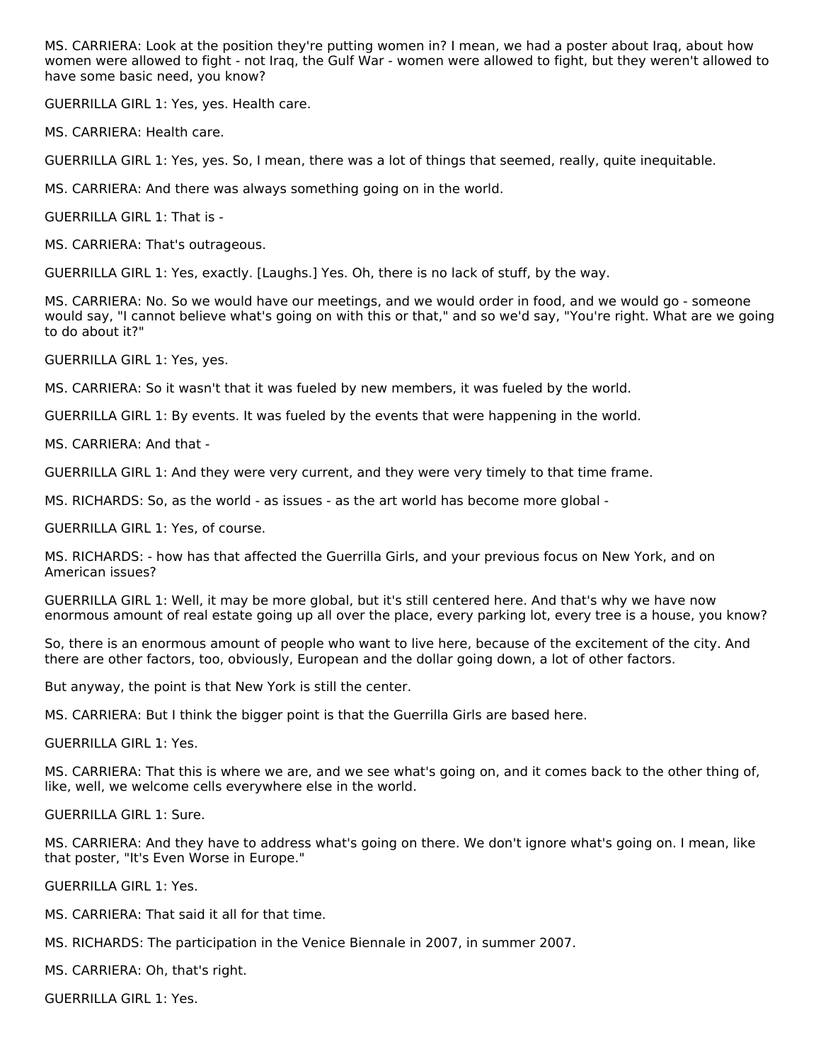MS. CARRIERA: Look at the position they're putting women in? I mean, we had a poster about Iraq, about how women were allowed to fight - not Iraq, the Gulf War - women were allowed to fight, but they weren't allowed to have some basic need, you know?

GUERRILLA GIRL 1: Yes, yes. Health care.

MS. CARRIERA: Health care.

GUERRILLA GIRL 1: Yes, yes. So, I mean, there was a lot of things that seemed, really, quite inequitable.

MS. CARRIERA: And there was always something going on in the world.

GUERRILLA GIRL 1: That is -

MS. CARRIERA: That's outrageous.

GUERRILLA GIRL 1: Yes, exactly. [Laughs.] Yes. Oh, there is no lack of stuff, by the way.

MS. CARRIERA: No. So we would have our meetings, and we would order in food, and we would go - someone would say, "I cannot believe what's going on with this or that," and so we'd say, "You're right. What are we going to do about it?"

GUERRILLA GIRL 1: Yes, yes.

MS. CARRIERA: So it wasn't that it was fueled by new members, it was fueled by the world.

GUERRILLA GIRL 1: By events. It was fueled by the events that were happening in the world.

MS. CARRIERA: And that -

GUERRILLA GIRL 1: And they were very current, and they were very timely to that time frame.

MS. RICHARDS: So, as the world - as issues - as the art world has become more global -

GUERRILLA GIRL 1: Yes, of course.

MS. RICHARDS: - how has that affected the Guerrilla Girls, and your previous focus on New York, and on American issues?

GUERRILLA GIRL 1: Well, it may be more global, but it's still centered here. And that's why we have now enormous amount of real estate going up all over the place, every parking lot, every tree is a house, you know?

So, there is an enormous amount of people who want to live here, because of the excitement of the city. And there are other factors, too, obviously, European and the dollar going down, a lot of other factors.

But anyway, the point is that New York is still the center.

MS. CARRIERA: But I think the bigger point is that the Guerrilla Girls are based here.

GUERRILLA GIRL 1: Yes.

MS. CARRIERA: That this is where we are, and we see what's going on, and it comes back to the other thing of, like, well, we welcome cells everywhere else in the world.

GUERRILLA GIRL 1: Sure.

MS. CARRIERA: And they have to address what's going on there. We don't ignore what's going on. I mean, like that poster, "It's Even Worse in Europe."

GUERRILLA GIRL 1: Yes.

MS. CARRIERA: That said it all for that time.

MS. RICHARDS: The participation in the Venice Biennale in 2007, in summer 2007.

MS. CARRIERA: Oh, that's right.

GUERRILLA GIRL 1: Yes.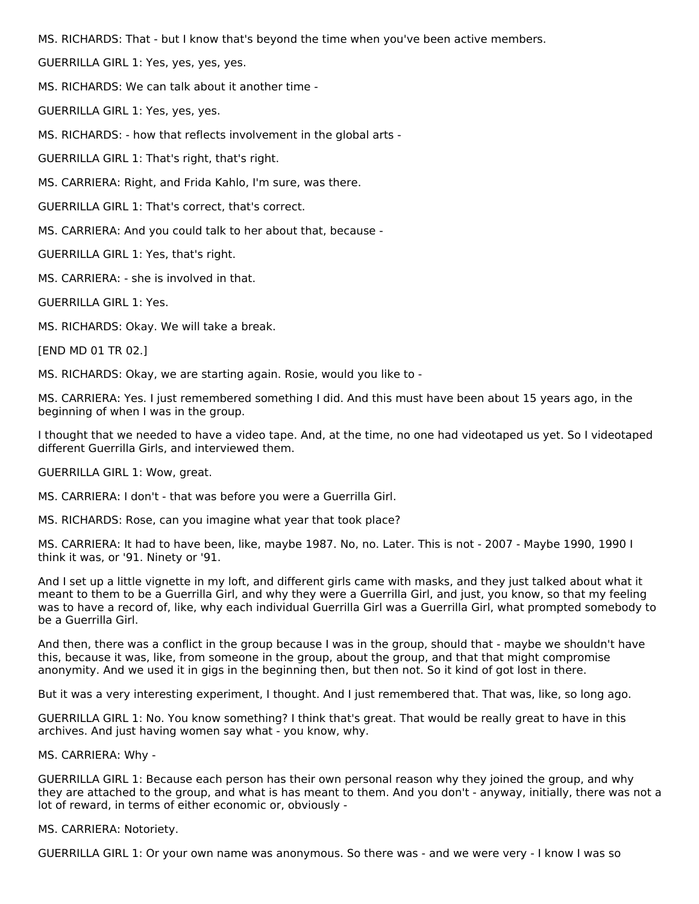MS. RICHARDS: That - but I know that's beyond the time when you've been active members.

GUERRILLA GIRL 1: Yes, yes, yes, yes.

MS. RICHARDS: We can talk about it another time -

GUERRILLA GIRL 1: Yes, yes, yes.

MS. RICHARDS: - how that reflects involvement in the global arts -

GUERRILLA GIRL 1: That's right, that's right.

MS. CARRIERA: Right, and Frida Kahlo, I'm sure, was there.

GUERRILLA GIRL 1: That's correct, that's correct.

MS. CARRIERA: And you could talk to her about that, because -

GUERRILLA GIRL 1: Yes, that's right.

MS. CARRIERA: - she is involved in that.

GUERRILLA GIRL 1: Yes.

MS. RICHARDS: Okay. We will take a break.

[END MD 01 TR 02.]

MS. RICHARDS: Okay, we are starting again. Rosie, would you like to -

MS. CARRIERA: Yes. I just remembered something I did. And this must have been about 15 years ago, in the beginning of when I was in the group.

I thought that we needed to have a video tape. And, at the time, no one had videotaped us yet. So I videotaped different Guerrilla Girls, and interviewed them.

GUERRILLA GIRL 1: Wow, great.

MS. CARRIERA: I don't - that was before you were a Guerrilla Girl.

MS. RICHARDS: Rose, can you imagine what year that took place?

MS. CARRIERA: It had to have been, like, maybe 1987. No, no. Later. This is not - 2007 - Maybe 1990, 1990 I think it was, or '91. Ninety or '91.

And I set up a little vignette in my loft, and different girls came with masks, and they just talked about what it meant to them to be a Guerrilla Girl, and why they were a Guerrilla Girl, and just, you know, so that my feeling was to have a record of, like, why each individual Guerrilla Girl was a Guerrilla Girl, what prompted somebody to be a Guerrilla Girl.

And then, there was a conflict in the group because I was in the group, should that - maybe we shouldn't have this, because it was, like, from someone in the group, about the group, and that that might compromise anonymity. And we used it in gigs in the beginning then, but then not. So it kind of got lost in there.

But it was a very interesting experiment, I thought. And I just remembered that. That was, like, so long ago.

GUERRILLA GIRL 1: No. You know something? I think that's great. That would be really great to have in this archives. And just having women say what - you know, why.

MS. CARRIERA: Why -

GUERRILLA GIRL 1: Because each person has their own personal reason why they joined the group, and why they are attached to the group, and what is has meant to them. And you don't - anyway, initially, there was not a lot of reward, in terms of either economic or, obviously -

MS. CARRIERA: Notoriety.

GUERRILLA GIRL 1: Or your own name was anonymous. So there was - and we were very - I know I was so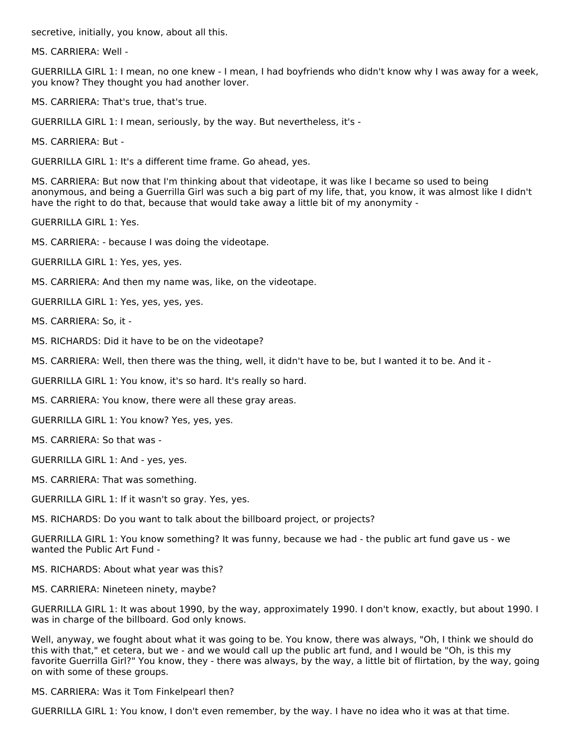secretive, initially, you know, about all this.

MS. CARRIERA: Well -

GUERRILLA GIRL 1: I mean, no one knew - I mean, I had boyfriends who didn't know why I was away for a week, you know? They thought you had another lover.

MS. CARRIERA: That's true, that's true.

GUERRILLA GIRL 1: I mean, seriously, by the way. But nevertheless, it's -

MS. CARRIERA: But -

GUERRILLA GIRL 1: It's a different time frame. Go ahead, yes.

MS. CARRIERA: But now that I'm thinking about that videotape, it was like I became so used to being anonymous, and being a Guerrilla Girl was such a big part of my life, that, you know, it was almost like I didn't have the right to do that, because that would take away a little bit of my anonymity -

GUERRILLA GIRL 1: Yes.

MS. CARRIERA: - because I was doing the videotape.

GUERRILLA GIRL 1: Yes, yes, yes.

MS. CARRIERA: And then my name was, like, on the videotape.

GUERRILLA GIRL 1: Yes, yes, yes, yes.

MS. CARRIERA: So, it -

MS. RICHARDS: Did it have to be on the videotape?

MS. CARRIERA: Well, then there was the thing, well, it didn't have to be, but I wanted it to be. And it -

GUERRILLA GIRL 1: You know, it's so hard. It's really so hard.

MS. CARRIERA: You know, there were all these gray areas.

GUERRILLA GIRL 1: You know? Yes, yes, yes.

MS. CARRIERA: So that was -

GUERRILLA GIRL 1: And - yes, yes.

MS. CARRIERA: That was something.

GUERRILLA GIRL 1: If it wasn't so gray. Yes, yes.

MS. RICHARDS: Do you want to talk about the billboard project, or projects?

GUERRILLA GIRL 1: You know something? It was funny, because we had - the public art fund gave us - we wanted the Public Art Fund -

MS. RICHARDS: About what year was this?

MS. CARRIERA: Nineteen ninety, maybe?

GUERRILLA GIRL 1: It was about 1990, by the way, approximately 1990. I don't know, exactly, but about 1990. I was in charge of the billboard. God only knows.

Well, anyway, we fought about what it was going to be. You know, there was always, "Oh, I think we should do this with that," et cetera, but we - and we would call up the public art fund, and I would be "Oh, is this my favorite Guerrilla Girl?" You know, they - there was always, by the way, a little bit of flirtation, by the way, going on with some of these groups.

MS. CARRIERA: Was it Tom Finkelpearl then?

GUERRILLA GIRL 1: You know, I don't even remember, by the way. I have no idea who it was at that time.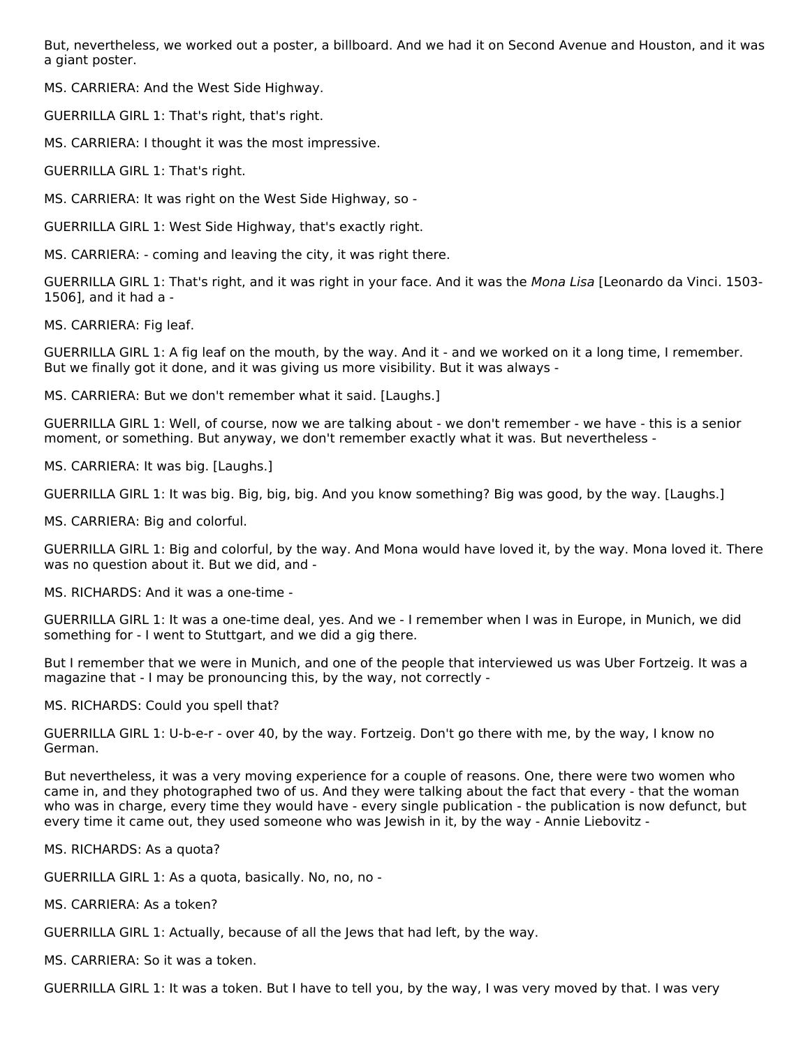But, nevertheless, we worked out a poster, a billboard. And we had it on Second Avenue and Houston, and it was a giant poster.

MS. CARRIERA: And the West Side Highway.

GUERRILLA GIRL 1: That's right, that's right.

MS. CARRIERA: I thought it was the most impressive.

GUERRILLA GIRL 1: That's right.

MS. CARRIERA: It was right on the West Side Highway, so -

GUERRILLA GIRL 1: West Side Highway, that's exactly right.

MS. CARRIERA: - coming and leaving the city, it was right there.

GUERRILLA GIRL 1: That's right, and it was right in your face. And it was the *Mona Lisa* [Leonardo da Vinci. 1503-1506], and it had a -

MS. CARRIERA: Fig leaf.

GUERRILLA GIRL 1: A fig leaf on the mouth, by the way. And it - and we worked on it a long time, I remember. But we finally got it done, and it was giving us more visibility. But it was always -

MS. CARRIERA: But we don't remember what it said. [Laughs.]

GUERRILLA GIRL 1: Well, of course, now we are talking about - we don't remember - we have - this is a senior moment, or something. But anyway, we don't remember exactly what it was. But nevertheless -

MS. CARRIERA: It was big. [Laughs.]

GUERRILLA GIRL 1: It was big. Big, big, big. And you know something? Big was good, by the way. [Laughs.]

MS. CARRIERA: Big and colorful.

GUERRILLA GIRL 1: Big and colorful, by the way. And Mona would have loved it, by the way. Mona loved it. There was no question about it. But we did, and -

MS. RICHARDS: And it was a one-time -

GUERRILLA GIRL 1: It was a one-time deal, yes. And we - I remember when I was in Europe, in Munich, we did something for - I went to Stuttgart, and we did a gig there.

But I remember that we were in Munich, and one of the people that interviewed us was Uber Fortzeig. It was a magazine that - I may be pronouncing this, by the way, not correctly -

MS. RICHARDS: Could you spell that?

GUERRILLA GIRL 1: U-b-e-r - over 40, by the way. Fortzeig. Don't go there with me, by the way, I know no German.

But nevertheless, it was a very moving experience for a couple of reasons. One, there were two women who came in, and they photographed two of us. And they were talking about the fact that every - that the woman who was in charge, every time they would have - every single publication - the publication is now defunct, but every time it came out, they used someone who was Jewish in it, by the way - Annie Liebovitz -

MS. RICHARDS: As a quota?

GUERRILLA GIRL 1: As a quota, basically. No, no, no -

MS. CARRIERA: As a token?

GUERRILLA GIRL 1: Actually, because of all the Jews that had left, by the way.

MS. CARRIERA: So it was a token.

GUERRILLA GIRL 1: It was a token. But I have to tell you, by the way, I was very moved by that. I was very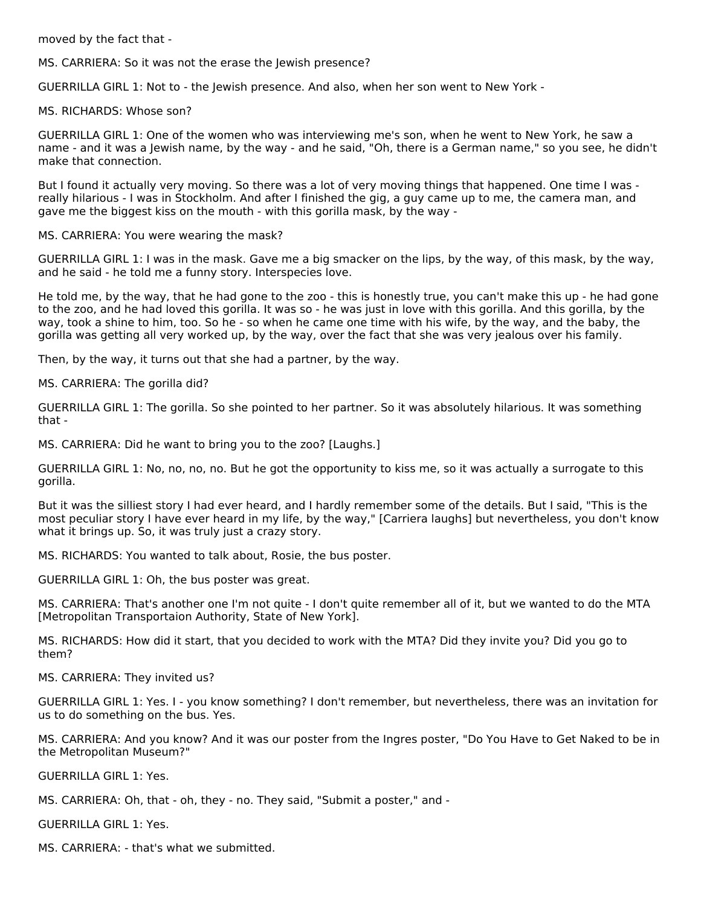moved by the fact that -

MS. CARRIERA: So it was not the erase the Jewish presence?

GUERRILLA GIRL 1: Not to - the Jewish presence. And also, when her son went to New York -

MS. RICHARDS: Whose son?

GUERRILLA GIRL 1: One of the women who was interviewing me's son, when he went to New York, he saw a name - and it was a Jewish name, by the way - and he said, "Oh, there is a German name," so you see, he didn't make that connection.

But I found it actually very moving. So there was a lot of very moving things that happened. One time I was - really hilarious - I was in Stockholm. And after I finished the gig, a guy came up to me, the camera man, and gave me the biggest kiss on the mouth - with this gorilla mask, by the way -

MS. CARRIERA: You were wearing the mask?

GUERRILLA GIRL 1: I was in the mask. Gave me a big smacker on the lips, by the way, of this mask, by the way, and he said - he told me a funny story. Interspecies love.

He told me, by the way, that he had gone to the zoo - this is honestly true, you can't make this up - he had gone to the zoo, and he had loved this gorilla. It was so - he was just in love with this gorilla. And this gorilla, by the way, took a shine to him, too. So he - so when he came one time with his wife, by the way, and the baby, the gorilla was getting all very worked up, by the way, over the fact that she was very jealous over his family.

Then, by the way, it turns out that she had a partner, by the way.

MS. CARRIERA: The gorilla did?

GUERRILLA GIRL 1: The gorilla. So she pointed to her partner. So it was absolutely hilarious. It was something that -

MS. CARRIERA: Did he want to bring you to the zoo? [Laughs.]

GUERRILLA GIRL 1: No, no, no, no. But he got the opportunity to kiss me, so it was actually a surrogate to this gorilla.

But it was the silliest story I had ever heard, and I hardly remember some of the details. But I said, "This is the most peculiar story I have ever heard in my life, by the way," [Carriera laughs] but nevertheless, you don't know what it brings up. So, it was truly just a crazy story.

MS. RICHARDS: You wanted to talk about, Rosie, the bus poster.

GUERRILLA GIRL 1: Oh, the bus poster was great.

MS. CARRIERA: That's another one I'm not quite - I don't quite remember all of it, but we wanted to do the MTA [Metropolitan Transportaion Authority, State of New York].

MS. RICHARDS: How did it start, that you decided to work with the MTA? Did they invite you? Did you go to them?

MS. CARRIERA: They invited us?

GUERRILLA GIRL 1: Yes. I - you know something? I don't remember, but nevertheless, there was an invitation for us to do something on the bus. Yes.

MS. CARRIERA: And you know? And it was our poster from the Ingres poster, "Do You Have to Get Naked to be in the Metropolitan Museum?"

GUERRILLA GIRL 1: Yes.

MS. CARRIERA: Oh, that - oh, they - no. They said, "Submit a poster," and -

GUERRILLA GIRL 1: Yes.

MS. CARRIERA: - that's what we submitted.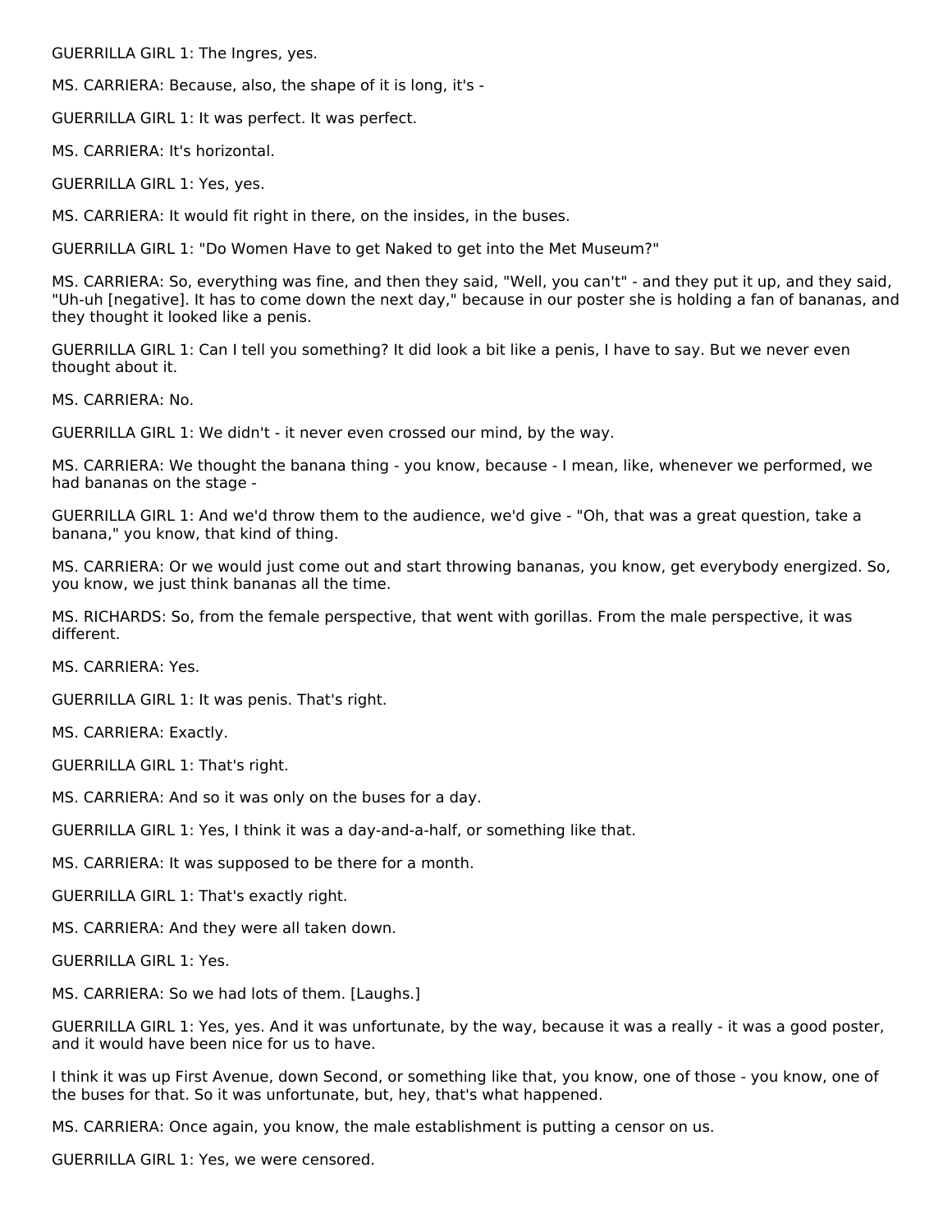GUERRILLA GIRL 1: The Ingres, yes.

MS. CARRIERA: Because, also, the shape of it is long, it's -

GUERRILLA GIRL 1: It was perfect. It was perfect.

MS. CARRIERA: It's horizontal.

GUERRILLA GIRL 1: Yes, yes.

MS. CARRIERA: It would fit right in there, on the insides, in the buses.

GUERRILLA GIRL 1: "Do Women Have to get Naked to get into the Met Museum?"

MS. CARRIERA: So, everything was fine, and then they said, "Well, you can't" - and they put it up, and they said, "Uh-uh [negative]. It has to come down the next day," because in our poster she is holding a fan of bananas, and they thought it looked like a penis.

GUERRILLA GIRL 1: Can I tell you something? It did look a bit like a penis, I have to say. But we never even thought about it.

MS. CARRIERA: No.

GUERRILLA GIRL 1: We didn't - it never even crossed our mind, by the way.

MS. CARRIERA: We thought the banana thing - you know, because - I mean, like, whenever we performed, we had bananas on the stage -

GUERRILLA GIRL 1: And we'd throw them to the audience, we'd give - "Oh, that was a great question, take a banana," you know, that kind of thing.

MS. CARRIERA: Or we would just come out and start throwing bananas, you know, get everybody energized. So, you know, we just think bananas all the time.

MS. RICHARDS: So, from the female perspective, that went with gorillas. From the male perspective, it was different.

MS. CARRIERA: Yes.

GUERRILLA GIRL 1: It was penis. That's right.

MS. CARRIERA: Exactly.

GUERRILLA GIRL 1: That's right.

MS. CARRIERA: And so it was only on the buses for a day.

GUERRILLA GIRL 1: Yes, I think it was a day-and-a-half, or something like that.

MS. CARRIERA: It was supposed to be there for a month.

GUERRILLA GIRL 1: That's exactly right.

MS. CARRIERA: And they were all taken down.

GUERRILLA GIRL 1: Yes.

MS. CARRIERA: So we had lots of them. [Laughs.]

GUERRILLA GIRL 1: Yes, yes. And it was unfortunate, by the way, because it was a really - it was a good poster, and it would have been nice for us to have.

I think it was up First Avenue, down Second, or something like that, you know, one of those - you know, one of the buses for that. So it was unfortunate, but, hey, that's what happened.

MS. CARRIERA: Once again, you know, the male establishment is putting a censor on us.

GUERRILLA GIRL 1: Yes, we were censored.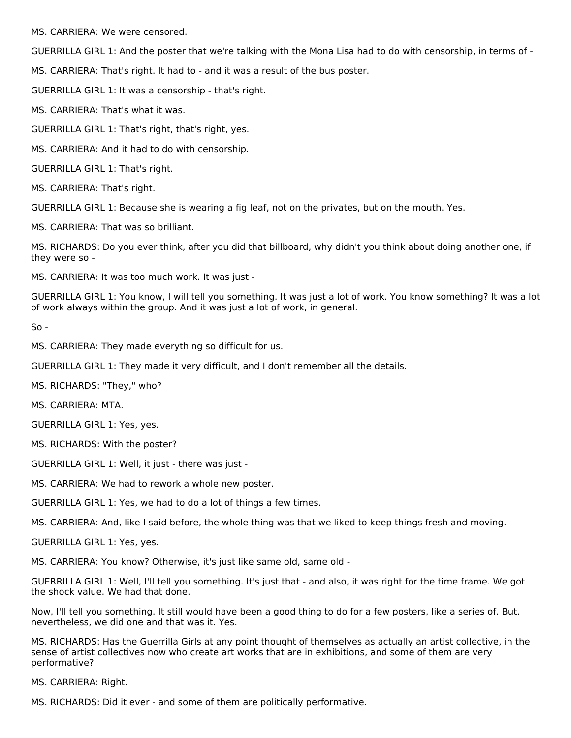MS. CARRIERA: We were censored.

GUERRILLA GIRL 1: And the poster that we're talking with the Mona Lisa had to do with censorship, in terms of -

MS. CARRIERA: That's right. It had to - and it was a result of the bus poster.

GUERRILLA GIRL 1: It was a censorship - that's right.

MS. CARRIERA: That's what it was.

GUERRILLA GIRL 1: That's right, that's right, yes.

MS. CARRIERA: And it had to do with censorship.

GUERRILLA GIRL 1: That's right.

MS. CARRIERA: That's right.

GUERRILLA GIRL 1: Because she is wearing a fig leaf, not on the privates, but on the mouth. Yes.

MS. CARRIERA: That was so brilliant.

MS. RICHARDS: Do you ever think, after you did that billboard, why didn't you think about doing another one, if they were so -

MS. CARRIERA: It was too much work. It was just -

GUERRILLA GIRL 1: You know, I will tell you something. It was just a lot of work. You know something? It was a lot of work always within the group. And it was just a lot of work, in general.

So -

MS. CARRIERA: They made everything so difficult for us.

GUERRILLA GIRL 1: They made it very difficult, and I don't remember all the details.

MS. RICHARDS: "They," who?

MS. CARRIERA: MTA.

GUERRILLA GIRL 1: Yes, yes.

MS. RICHARDS: With the poster?

GUERRILLA GIRL 1: Well, it just - there was just -

MS. CARRIERA: We had to rework a whole new poster.

GUERRILLA GIRL 1: Yes, we had to do a lot of things a few times.

MS. CARRIERA: And, like I said before, the whole thing was that we liked to keep things fresh and moving.

GUERRILLA GIRL 1: Yes, yes.

MS. CARRIERA: You know? Otherwise, it's just like same old, same old -

GUERRILLA GIRL 1: Well, I'll tell you something. It's just that - and also, it was right for the time frame. We got the shock value. We had that done.

Now, I'll tell you something. It still would have been a good thing to do for a few posters, like a series of. But, nevertheless, we did one and that was it. Yes.

MS. RICHARDS: Has the Guerrilla Girls at any point thought of themselves as actually an artist collective, in the sense of artist collectives now who create art works that are in exhibitions, and some of them are very performative?

MS. CARRIERA: Right.

MS. RICHARDS: Did it ever - and some of them are politically performative.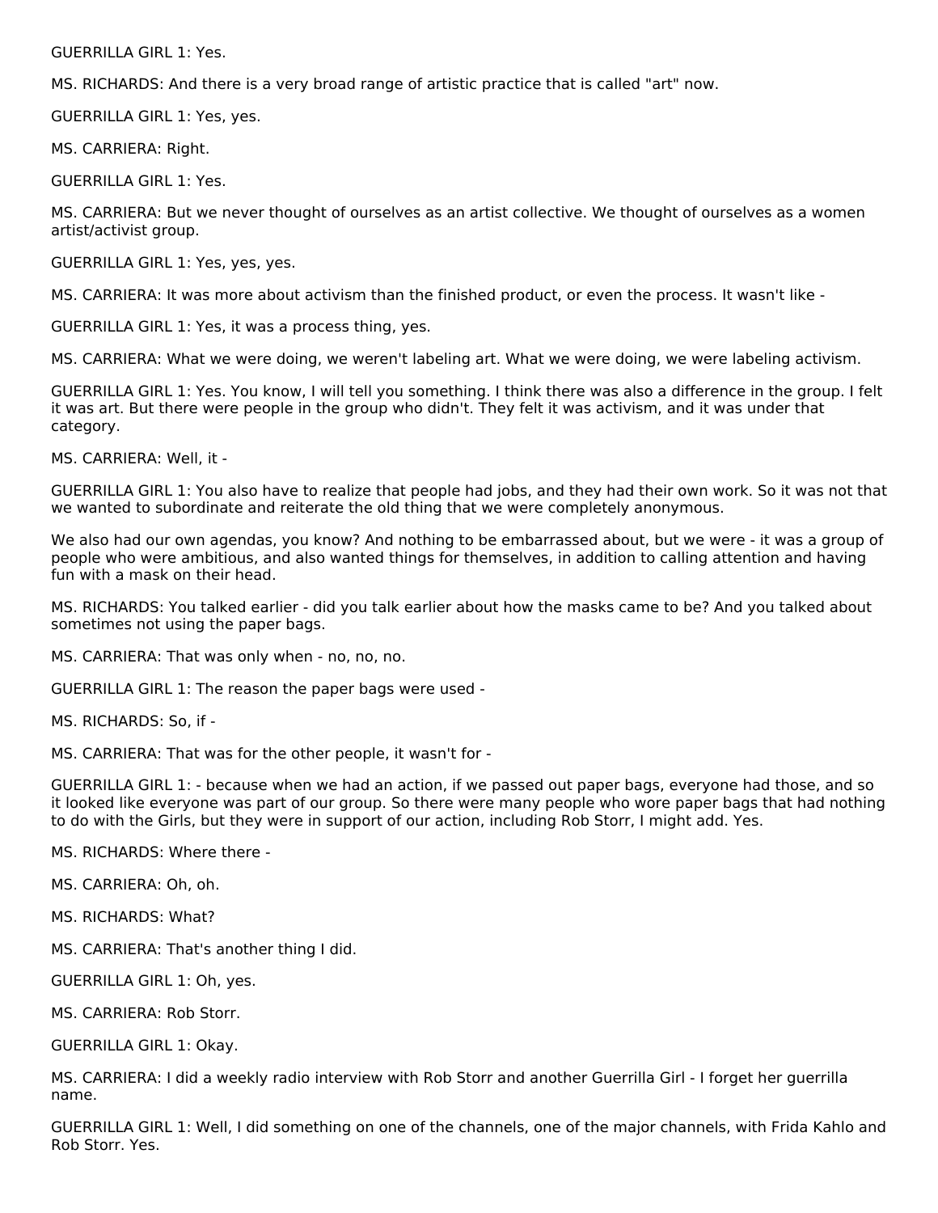GUERRILLA GIRL 1: Yes.

MS. RICHARDS: And there is a very broad range of artistic practice that is called "art" now.

GUERRILLA GIRL 1: Yes, yes.

MS. CARRIERA: Right.

GUERRILLA GIRL 1: Yes.

MS. CARRIERA: But we never thought of ourselves as an artist collective. We thought of ourselves as a women artist/activist group.

GUERRILLA GIRL 1: Yes, yes, yes.

MS. CARRIERA: It was more about activism than the finished product, or even the process. It wasn't like -

GUERRILLA GIRL 1: Yes, it was a process thing, yes.

MS. CARRIERA: What we were doing, we weren't labeling art. What we were doing, we were labeling activism.

GUERRILLA GIRL 1: Yes. You know, I will tell you something. I think there was also a difference in the group. I felt it was art. But there were people in the group who didn't. They felt it was activism, and it was under that category.

MS. CARRIERA: Well, it -

GUERRILLA GIRL 1: You also have to realize that people had jobs, and they had their own work. So it was not that we wanted to subordinate and reiterate the old thing that we were completely anonymous.

We also had our own agendas, you know? And nothing to be embarrassed about, but we were - it was a group of people who were ambitious, and also wanted things for themselves, in addition to calling attention and having fun with a mask on their head.

MS. RICHARDS: You talked earlier - did you talk earlier about how the masks came to be? And you talked about sometimes not using the paper bags.

MS. CARRIERA: That was only when - no, no, no.

GUERRILLA GIRL 1: The reason the paper bags were used -

MS. RICHARDS: So, if -

MS. CARRIERA: That was for the other people, it wasn't for -

GUERRILLA GIRL 1: - because when we had an action, if we passed out paper bags, everyone had those, and so it looked like everyone was part of our group. So there were many people who wore paper bags that had nothing to do with the Girls, but they were in support of our action, including Rob Storr, I might add. Yes.

MS. RICHARDS: Where there -

MS. CARRIERA: Oh, oh.

MS. RICHARDS: What?

MS. CARRIERA: That's another thing I did.

GUERRILLA GIRL 1: Oh, yes.

MS. CARRIERA: Rob Storr.

GUERRILLA GIRL 1: Okay.

MS. CARRIERA: I did a weekly radio interview with Rob Storr and another Guerrilla Girl - I forget her guerrilla name.

GUERRILLA GIRL 1: Well, I did something on one of the channels, one of the major channels, with Frida Kahlo and Rob Storr. Yes.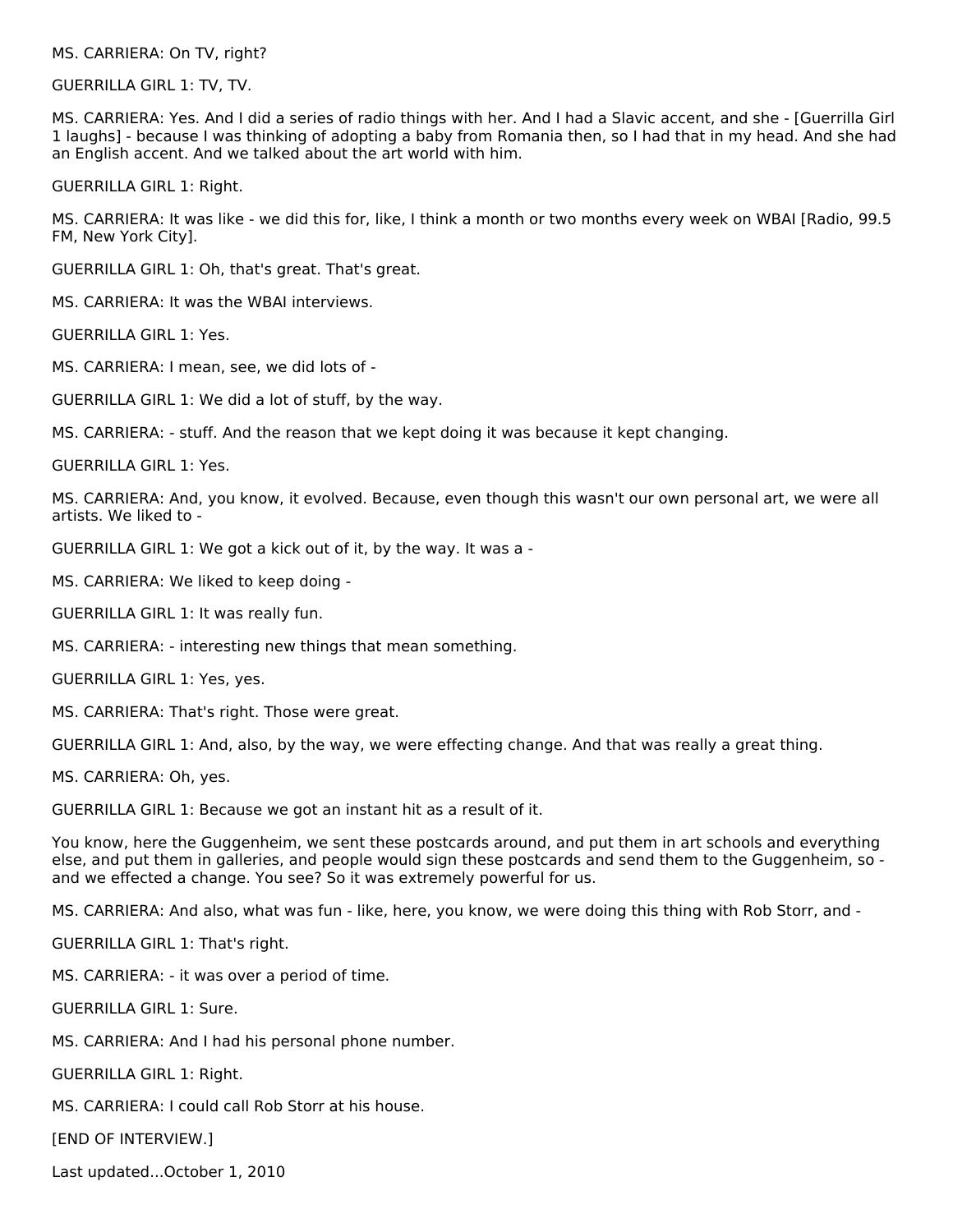MS. CARRIERA: On TV, right?

GUERRILLA GIRL 1: TV, TV.

MS. CARRIERA: Yes. And I did a series of radio things with her. And I had a Slavic accent, and she - [Guerrilla Girl 1 laughs] - because I was thinking of adopting a baby from Romania then, so I had that in my head. And she had an English accent. And we talked about the art world with him.

GUERRILLA GIRL 1: Right.

MS. CARRIERA: It was like - we did this for, like, I think a month or two months every week on WBAI [Radio, 99.5 FM, New York City].

GUERRILLA GIRL 1: Oh, that's great. That's great.

MS. CARRIERA: It was the WBAI interviews.

GUERRILLA GIRL 1: Yes.

MS. CARRIERA: I mean, see, we did lots of -

GUERRILLA GIRL 1: We did a lot of stuff, by the way.

MS. CARRIERA: - stuff. And the reason that we kept doing it was because it kept changing.

GUERRILLA GIRL 1: Yes.

MS. CARRIERA: And, you know, it evolved. Because, even though this wasn't our own personal art, we were all artists. We liked to -

GUERRILLA GIRL 1: We got a kick out of it, by the way. It was a -

MS. CARRIERA: We liked to keep doing -

GUERRILLA GIRL 1: It was really fun.

MS. CARRIERA: - interesting new things that mean something.

GUERRILLA GIRL 1: Yes, yes.

MS. CARRIERA: That's right. Those were great.

GUERRILLA GIRL 1: And, also, by the way, we were effecting change. And that was really a great thing.

MS. CARRIERA: Oh, yes.

GUERRILLA GIRL 1: Because we got an instant hit as a result of it.

You know, here the Guggenheim, we sent these postcards around, and put them in art schools and everything else, and put them in galleries, and people would sign these postcards and send them to the Guggenheim, so - and we effected a change. You see? So it was extremely powerful for us.

MS. CARRIERA: And also, what was fun - like, here, you know, we were doing this thing with Rob Storr, and -

GUERRILLA GIRL 1: That's right.

MS. CARRIERA: - it was over a period of time.

GUERRILLA GIRL 1: Sure.

MS. CARRIERA: And I had his personal phone number.

GUERRILLA GIRL 1: Right.

MS. CARRIERA: I could call Rob Storr at his house.

[END OF INTERVIEW.]

Last updated...October 1, 2010